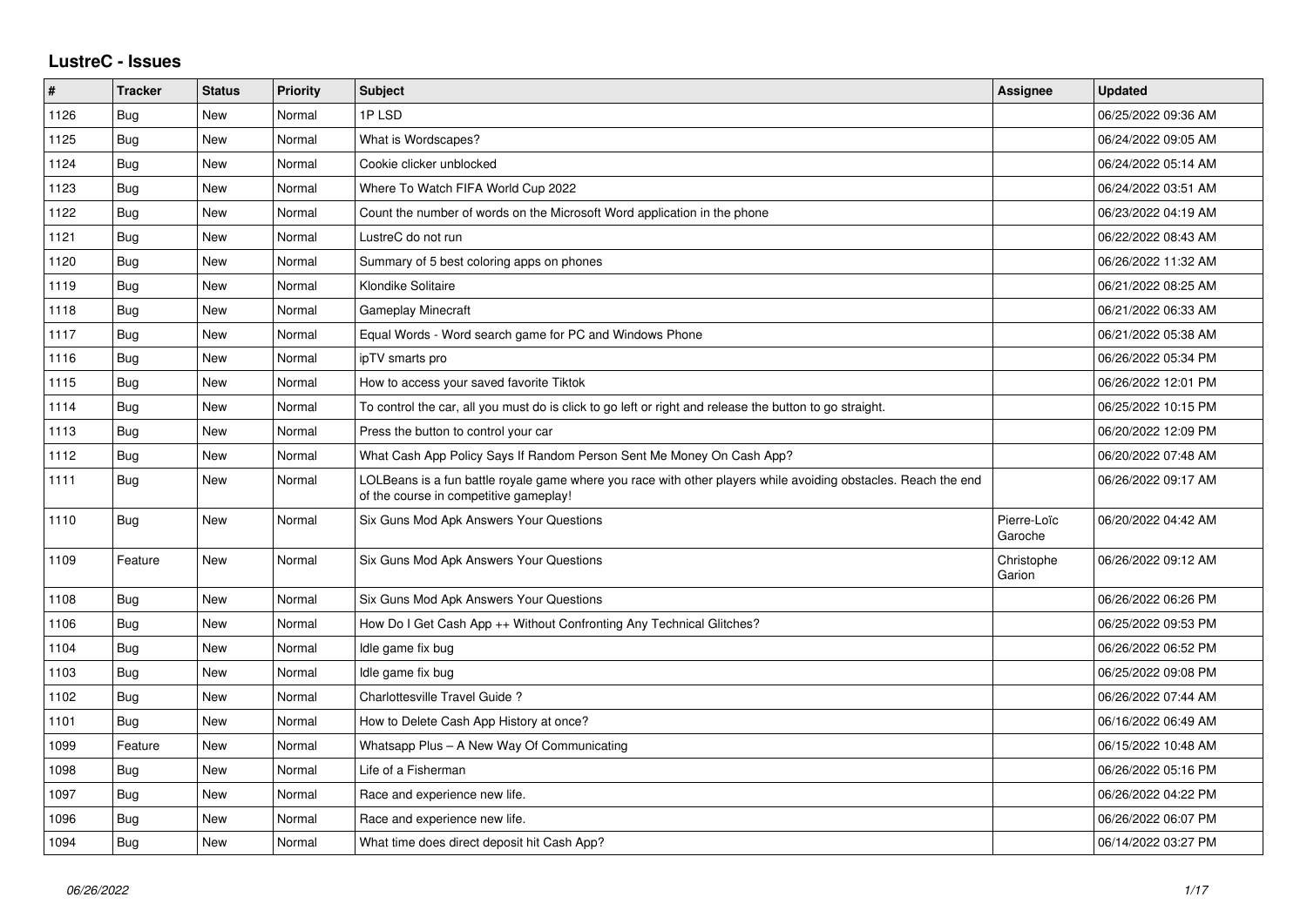# LustreC - Issues

| # | Tracker | Status | Priority | Subject | Assignee | Updated |
|---|---|---|---|---|---|---|
| 1126 | Bug | New | Normal | 1P LSD | | 06/25/2022 09:36 AM |
| 1125 | Bug | New | Normal | What is Wordscapes? | | 06/24/2022 09:05 AM |
| 1124 | Bug | New | Normal | Cookie clicker unblocked | | 06/24/2022 05:14 AM |
| 1123 | Bug | New | Normal | Where To Watch FIFA World Cup 2022 | | 06/24/2022 03:51 AM |
| 1122 | Bug | New | Normal | Count the number of words on the Microsoft Word application in the phone | | 06/23/2022 04:19 AM |
| 1121 | Bug | New | Normal | LustreC do not run | | 06/22/2022 08:43 AM |
| 1120 | Bug | New | Normal | Summary of 5 best coloring apps on phones | | 06/26/2022 11:32 AM |
| 1119 | Bug | New | Normal | Klondike Solitaire | | 06/21/2022 08:25 AM |
| 1118 | Bug | New | Normal | Gameplay Minecraft | | 06/21/2022 06:33 AM |
| 1117 | Bug | New | Normal | Equal Words - Word search game for PC and Windows Phone | | 06/21/2022 05:38 AM |
| 1116 | Bug | New | Normal | ipTV smarts pro | | 06/26/2022 05:34 PM |
| 1115 | Bug | New | Normal | How to access your saved favorite Tiktok | | 06/26/2022 12:01 PM |
| 1114 | Bug | New | Normal | To control the car, all you must do is click to go left or right and release the button to go straight. | | 06/25/2022 10:15 PM |
| 1113 | Bug | New | Normal | Press the button to control your car | | 06/20/2022 12:09 PM |
| 1112 | Bug | New | Normal | What Cash App Policy Says If Random Person Sent Me Money On Cash App? | | 06/20/2022 07:48 AM |
| 1111 | Bug | New | Normal | LOLBeans is a fun battle royale game where you race with other players while avoiding obstacles. Reach the end of the course in competitive gameplay! | | 06/26/2022 09:17 AM |
| 1110 | Bug | New | Normal | Six Guns Mod Apk Answers Your Questions | Pierre-Loïc Garoche | 06/20/2022 04:42 AM |
| 1109 | Feature | New | Normal | Six Guns Mod Apk Answers Your Questions | Christophe Garion | 06/26/2022 09:12 AM |
| 1108 | Bug | New | Normal | Six Guns Mod Apk Answers Your Questions | | 06/26/2022 06:26 PM |
| 1106 | Bug | New | Normal | How Do I Get Cash App ++ Without Confronting Any Technical Glitches? | | 06/25/2022 09:53 PM |
| 1104 | Bug | New | Normal | Idle game fix bug | | 06/26/2022 06:52 PM |
| 1103 | Bug | New | Normal | Idle game fix bug | | 06/25/2022 09:08 PM |
| 1102 | Bug | New | Normal | Charlottesville Travel Guide ? | | 06/26/2022 07:44 AM |
| 1101 | Bug | New | Normal | How to Delete Cash App History at once? | | 06/16/2022 06:49 AM |
| 1099 | Feature | New | Normal | Whatsapp Plus – A New Way Of Communicating | | 06/15/2022 10:48 AM |
| 1098 | Bug | New | Normal | Life of a Fisherman | | 06/26/2022 05:16 PM |
| 1097 | Bug | New | Normal | Race and experience new life. | | 06/26/2022 04:22 PM |
| 1096 | Bug | New | Normal | Race and experience new life. | | 06/26/2022 06:07 PM |
| 1094 | Bug | New | Normal | What time does direct deposit hit Cash App? | | 06/14/2022 03:27 PM |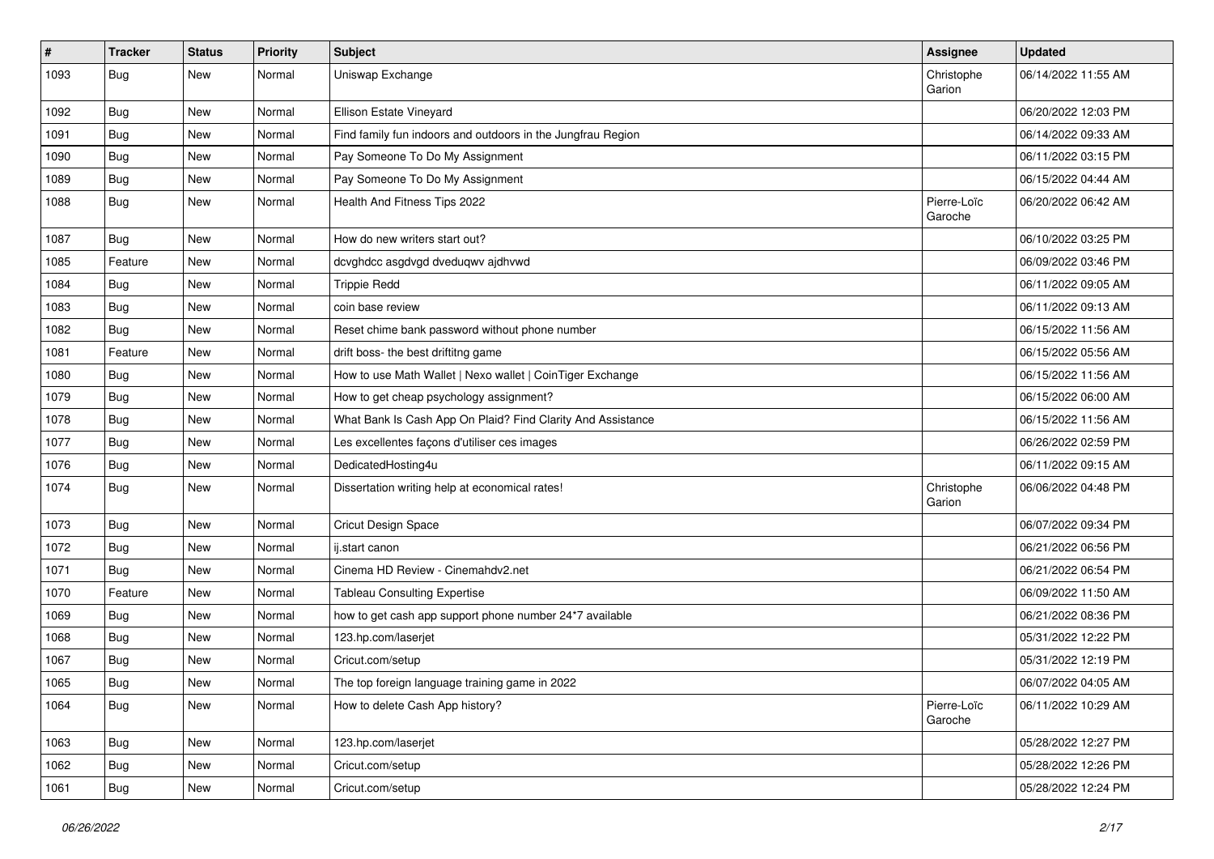| # | Tracker | Status | Priority | Subject | Assignee | Updated |
|---|---|---|---|---|---|---|
| 1093 | Bug | New | Normal | Uniswap Exchange | Christophe Garion | 06/14/2022 11:55 AM |
| 1092 | Bug | New | Normal | Ellison Estate Vineyard | | 06/20/2022 12:03 PM |
| 1091 | Bug | New | Normal | Find family fun indoors and outdoors in the Jungfrau Region | | 06/14/2022 09:33 AM |
| 1090 | Bug | New | Normal | Pay Someone To Do My Assignment | | 06/11/2022 03:15 PM |
| 1089 | Bug | New | Normal | Pay Someone To Do My Assignment | | 06/15/2022 04:44 AM |
| 1088 | Bug | New | Normal | Health And Fitness Tips 2022 | Pierre-Loïc Garoche | 06/20/2022 06:42 AM |
| 1087 | Bug | New | Normal | How do new writers start out? | | 06/10/2022 03:25 PM |
| 1085 | Feature | New | Normal | dcvghdcc asgdvgd dveduqwv ajdhvwd | | 06/09/2022 03:46 PM |
| 1084 | Bug | New | Normal | Trippie Redd | | 06/11/2022 09:05 AM |
| 1083 | Bug | New | Normal | coin base review | | 06/11/2022 09:13 AM |
| 1082 | Bug | New | Normal | Reset chime bank password without phone number | | 06/15/2022 11:56 AM |
| 1081 | Feature | New | Normal | drift boss- the best driftitng game | | 06/15/2022 05:56 AM |
| 1080 | Bug | New | Normal | How to use Math Wallet \| Nexo wallet \| CoinTiger Exchange | | 06/15/2022 11:56 AM |
| 1079 | Bug | New | Normal | How to get cheap psychology assignment? | | 06/15/2022 06:00 AM |
| 1078 | Bug | New | Normal | What Bank Is Cash App On Plaid? Find Clarity And Assistance | | 06/15/2022 11:56 AM |
| 1077 | Bug | New | Normal | Les excellentes façons d'utiliser ces images | | 06/26/2022 02:59 PM |
| 1076 | Bug | New | Normal | DedicatedHosting4u | | 06/11/2022 09:15 AM |
| 1074 | Bug | New | Normal | Dissertation writing help at economical rates! | Christophe Garion | 06/06/2022 04:48 PM |
| 1073 | Bug | New | Normal | Cricut Design Space | | 06/07/2022 09:34 PM |
| 1072 | Bug | New | Normal | ij.start canon | | 06/21/2022 06:56 PM |
| 1071 | Bug | New | Normal | Cinema HD Review - Cinemahdv2.net | | 06/21/2022 06:54 PM |
| 1070 | Feature | New | Normal | Tableau Consulting Expertise | | 06/09/2022 11:50 AM |
| 1069 | Bug | New | Normal | how to get cash app support phone number 24*7 available | | 06/21/2022 08:36 PM |
| 1068 | Bug | New | Normal | 123.hp.com/laserjet | | 05/31/2022 12:22 PM |
| 1067 | Bug | New | Normal | Cricut.com/setup | | 05/31/2022 12:19 PM |
| 1065 | Bug | New | Normal | The top foreign language training game in 2022 | | 06/07/2022 04:05 AM |
| 1064 | Bug | New | Normal | How to delete Cash App history? | Pierre-Loïc Garoche | 06/11/2022 10:29 AM |
| 1063 | Bug | New | Normal | 123.hp.com/laserjet | | 05/28/2022 12:27 PM |
| 1062 | Bug | New | Normal | Cricut.com/setup | | 05/28/2022 12:26 PM |
| 1061 | Bug | New | Normal | Cricut.com/setup | | 05/28/2022 12:24 PM |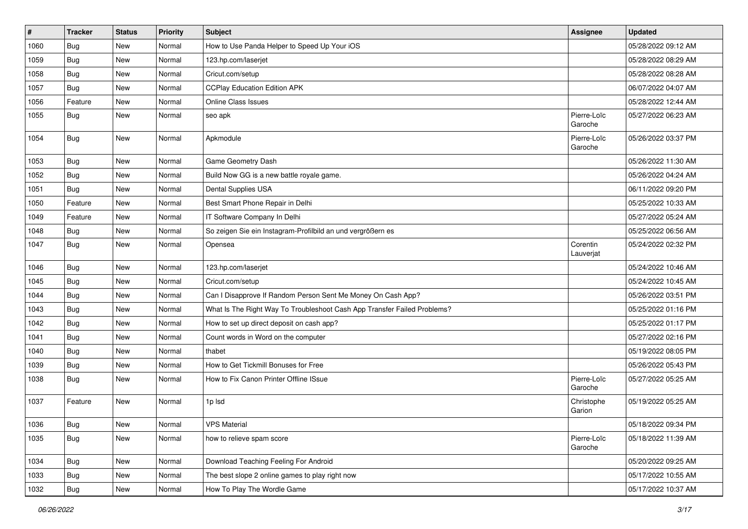| # | Tracker | Status | Priority | Subject | Assignee | Updated |
|---|---|---|---|---|---|---|
| 1060 | Bug | New | Normal | How to Use Panda Helper to Speed Up Your iOS | | 05/28/2022 09:12 AM |
| 1059 | Bug | New | Normal | 123.hp.com/laserjet | | 05/28/2022 08:29 AM |
| 1058 | Bug | New | Normal | Cricut.com/setup | | 05/28/2022 08:28 AM |
| 1057 | Bug | New | Normal | CCPlay Education Edition APK | | 06/07/2022 04:07 AM |
| 1056 | Feature | New | Normal | Online Class Issues | | 05/28/2022 12:44 AM |
| 1055 | Bug | New | Normal | seo apk | Pierre-Loïc Garoche | 05/27/2022 06:23 AM |
| 1054 | Bug | New | Normal | Apkmodule | Pierre-Loïc Garoche | 05/26/2022 03:37 PM |
| 1053 | Bug | New | Normal | Game Geometry Dash | | 05/26/2022 11:30 AM |
| 1052 | Bug | New | Normal | Build Now GG is a new battle royale game. | | 05/26/2022 04:24 AM |
| 1051 | Bug | New | Normal | Dental Supplies USA | | 06/11/2022 09:20 PM |
| 1050 | Feature | New | Normal | Best Smart Phone Repair in Delhi | | 05/25/2022 10:33 AM |
| 1049 | Feature | New | Normal | IT Software Company In Delhi | | 05/27/2022 05:24 AM |
| 1048 | Bug | New | Normal | So zeigen Sie ein Instagram-Profilbild an und vergrößern es | | 05/25/2022 06:56 AM |
| 1047 | Bug | New | Normal | Opensea | Corentin Lauverjat | 05/24/2022 02:32 PM |
| 1046 | Bug | New | Normal | 123.hp.com/laserjet | | 05/24/2022 10:46 AM |
| 1045 | Bug | New | Normal | Cricut.com/setup | | 05/24/2022 10:45 AM |
| 1044 | Bug | New | Normal | Can I Disapprove If Random Person Sent Me Money On Cash App? | | 05/26/2022 03:51 PM |
| 1043 | Bug | New | Normal | What Is The Right Way To Troubleshoot Cash App Transfer Failed Problems? | | 05/25/2022 01:16 PM |
| 1042 | Bug | New | Normal | How to set up direct deposit on cash app? | | 05/25/2022 01:17 PM |
| 1041 | Bug | New | Normal | Count words in Word on the computer | | 05/27/2022 02:16 PM |
| 1040 | Bug | New | Normal | thabet | | 05/19/2022 08:05 PM |
| 1039 | Bug | New | Normal | How to Get Tickmill Bonuses for Free | | 05/26/2022 05:43 PM |
| 1038 | Bug | New | Normal | How to Fix Canon Printer Offline ISsue | Pierre-Loïc Garoche | 05/27/2022 05:25 AM |
| 1037 | Feature | New | Normal | 1p lsd | Christophe Garion | 05/19/2022 05:25 AM |
| 1036 | Bug | New | Normal | VPS Material | | 05/18/2022 09:34 PM |
| 1035 | Bug | New | Normal | how to relieve spam score | Pierre-Loïc Garoche | 05/18/2022 11:39 AM |
| 1034 | Bug | New | Normal | Download Teaching Feeling For Android | | 05/20/2022 09:25 AM |
| 1033 | Bug | New | Normal | The best slope 2 online games to play right now | | 05/17/2022 10:55 AM |
| 1032 | Bug | New | Normal | How To Play The Wordle Game | | 05/17/2022 10:37 AM |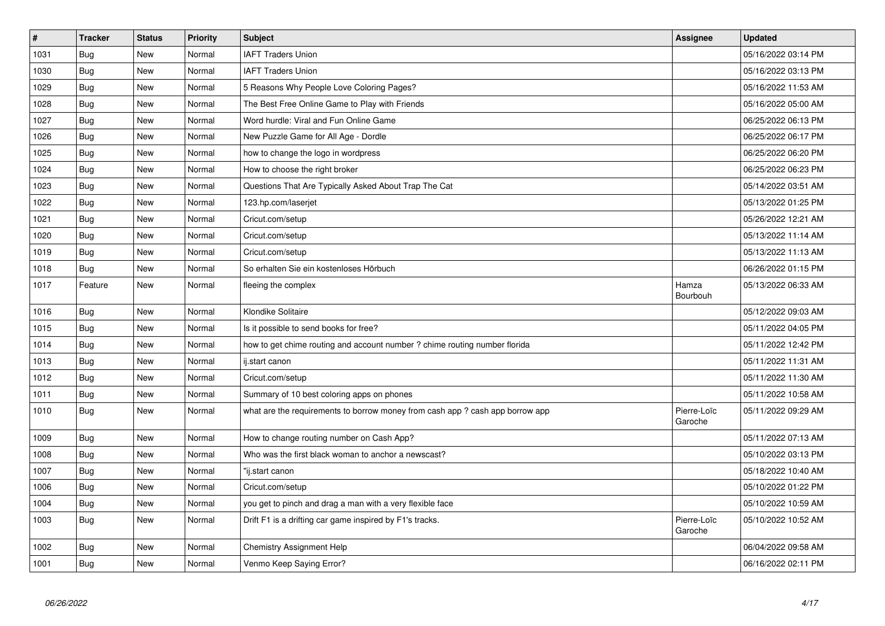| # | Tracker | Status | Priority | Subject | Assignee | Updated |
|---|---|---|---|---|---|---|
| 1031 | Bug | New | Normal | IAFT Traders Union | | 05/16/2022 03:14 PM |
| 1030 | Bug | New | Normal | IAFT Traders Union | | 05/16/2022 03:13 PM |
| 1029 | Bug | New | Normal | 5 Reasons Why People Love Coloring Pages? | | 05/16/2022 11:53 AM |
| 1028 | Bug | New | Normal | The Best Free Online Game to Play with Friends | | 05/16/2022 05:00 AM |
| 1027 | Bug | New | Normal | Word hurdle: Viral and Fun Online Game | | 06/25/2022 06:13 PM |
| 1026 | Bug | New | Normal | New Puzzle Game for All Age - Dordle | | 06/25/2022 06:17 PM |
| 1025 | Bug | New | Normal | how to change the logo in wordpress | | 06/25/2022 06:20 PM |
| 1024 | Bug | New | Normal | How to choose the right broker | | 06/25/2022 06:23 PM |
| 1023 | Bug | New | Normal | Questions That Are Typically Asked About Trap The Cat | | 05/14/2022 03:51 AM |
| 1022 | Bug | New | Normal | 123.hp.com/laserjet | | 05/13/2022 01:25 PM |
| 1021 | Bug | New | Normal | Cricut.com/setup | | 05/26/2022 12:21 AM |
| 1020 | Bug | New | Normal | Cricut.com/setup | | 05/13/2022 11:14 AM |
| 1019 | Bug | New | Normal | Cricut.com/setup | | 05/13/2022 11:13 AM |
| 1018 | Bug | New | Normal | So erhalten Sie ein kostenloses Hörbuch | | 06/26/2022 01:15 PM |
| 1017 | Feature | New | Normal | fleeing the complex | Hamza Bourbouh | 05/13/2022 06:33 AM |
| 1016 | Bug | New | Normal | Klondike Solitaire | | 05/12/2022 09:03 AM |
| 1015 | Bug | New | Normal | Is it possible to send books for free? | | 05/11/2022 04:05 PM |
| 1014 | Bug | New | Normal | how to get chime routing and account number ? chime routing number florida | | 05/11/2022 12:42 PM |
| 1013 | Bug | New | Normal | ij.start canon | | 05/11/2022 11:31 AM |
| 1012 | Bug | New | Normal | Cricut.com/setup | | 05/11/2022 11:30 AM |
| 1011 | Bug | New | Normal | Summary of 10 best coloring apps on phones | | 05/11/2022 10:58 AM |
| 1010 | Bug | New | Normal | what are the requirements to borrow money from cash app ? cash app borrow app | Pierre-Loïc Garoche | 05/11/2022 09:29 AM |
| 1009 | Bug | New | Normal | How to change routing number on Cash App? | | 05/11/2022 07:13 AM |
| 1008 | Bug | New | Normal | Who was the first black woman to anchor a newscast? | | 05/10/2022 03:13 PM |
| 1007 | Bug | New | Normal | "ij.start canon | | 05/18/2022 10:40 AM |
| 1006 | Bug | New | Normal | Cricut.com/setup | | 05/10/2022 01:22 PM |
| 1004 | Bug | New | Normal | you get to pinch and drag a man with a very flexible face | | 05/10/2022 10:59 AM |
| 1003 | Bug | New | Normal | Drift F1 is a drifting car game inspired by F1's tracks. | Pierre-Loïc Garoche | 05/10/2022 10:52 AM |
| 1002 | Bug | New | Normal | Chemistry Assignment Help | | 06/04/2022 09:58 AM |
| 1001 | Bug | New | Normal | Venmo Keep Saying Error? | | 06/16/2022 02:11 PM |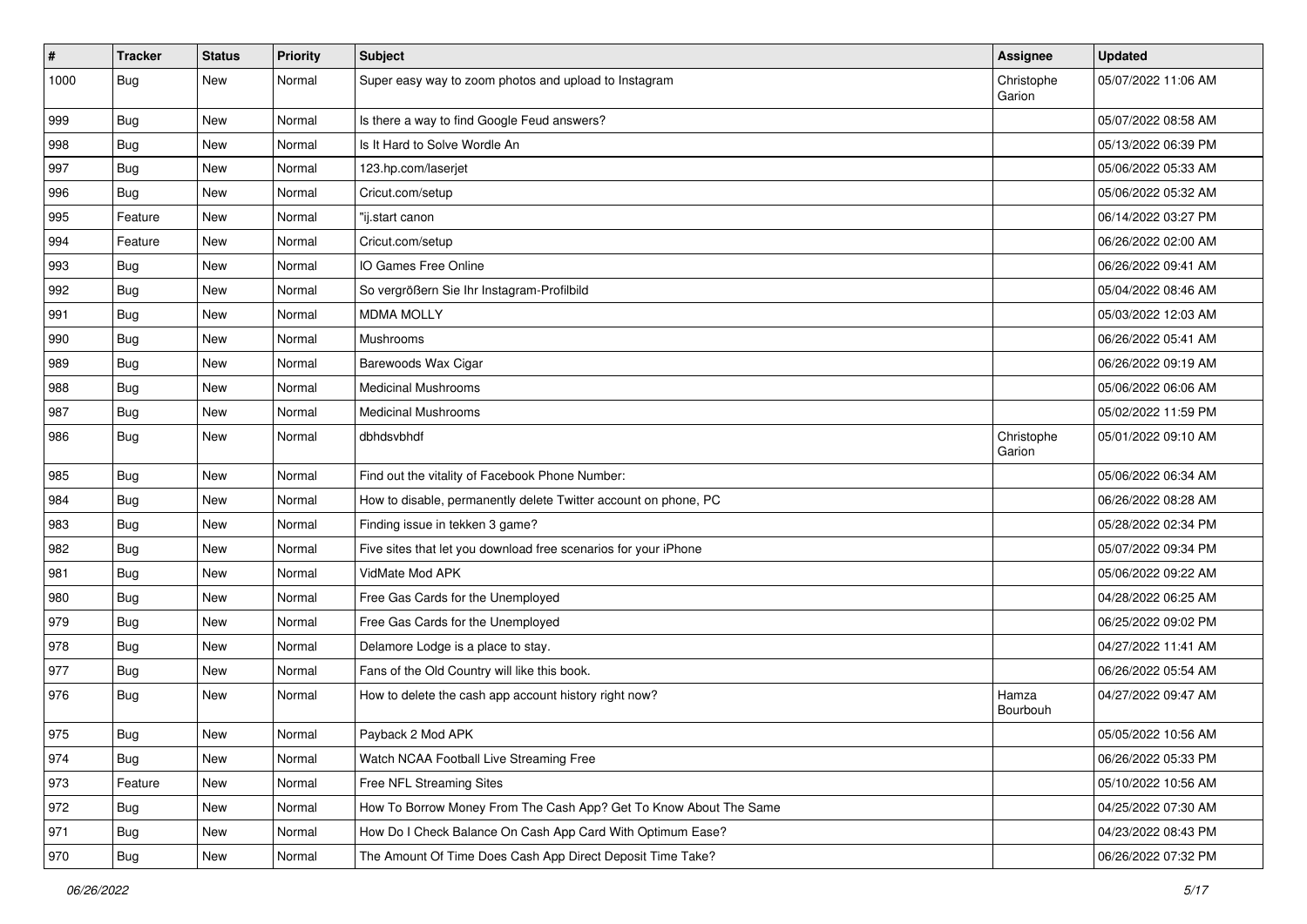| # | Tracker | Status | Priority | Subject | Assignee | Updated |
|---|---|---|---|---|---|---|
| 1000 | Bug | New | Normal | Super easy way to zoom photos and upload to Instagram | Christophe Garion | 05/07/2022 11:06 AM |
| 999 | Bug | New | Normal | Is there a way to find Google Feud answers? | | 05/07/2022 08:58 AM |
| 998 | Bug | New | Normal | Is It Hard to Solve Wordle An | | 05/13/2022 06:39 PM |
| 997 | Bug | New | Normal | 123.hp.com/laserjet | | 05/06/2022 05:33 AM |
| 996 | Bug | New | Normal | Cricut.com/setup | | 05/06/2022 05:32 AM |
| 995 | Feature | New | Normal | "ij.start canon | | 06/14/2022 03:27 PM |
| 994 | Feature | New | Normal | Cricut.com/setup | | 06/26/2022 02:00 AM |
| 993 | Bug | New | Normal | IO Games Free Online | | 06/26/2022 09:41 AM |
| 992 | Bug | New | Normal | So vergrößern Sie Ihr Instagram-Profilbild | | 05/04/2022 08:46 AM |
| 991 | Bug | New | Normal | MDMA MOLLY | | 05/03/2022 12:03 AM |
| 990 | Bug | New | Normal | Mushrooms | | 06/26/2022 05:41 AM |
| 989 | Bug | New | Normal | Barewoods Wax Cigar | | 06/26/2022 09:19 AM |
| 988 | Bug | New | Normal | Medicinal Mushrooms | | 05/06/2022 06:06 AM |
| 987 | Bug | New | Normal | Medicinal Mushrooms | | 05/02/2022 11:59 PM |
| 986 | Bug | New | Normal | dbhdsvbhdf | Christophe Garion | 05/01/2022 09:10 AM |
| 985 | Bug | New | Normal | Find out the vitality of Facebook Phone Number: | | 05/06/2022 06:34 AM |
| 984 | Bug | New | Normal | How to disable, permanently delete Twitter account on phone, PC | | 06/26/2022 08:28 AM |
| 983 | Bug | New | Normal | Finding issue in tekken 3 game? | | 05/28/2022 02:34 PM |
| 982 | Bug | New | Normal | Five sites that let you download free scenarios for your iPhone | | 05/07/2022 09:34 PM |
| 981 | Bug | New | Normal | VidMate Mod APK | | 05/06/2022 09:22 AM |
| 980 | Bug | New | Normal | Free Gas Cards for the Unemployed | | 04/28/2022 06:25 AM |
| 979 | Bug | New | Normal | Free Gas Cards for the Unemployed | | 06/25/2022 09:02 PM |
| 978 | Bug | New | Normal | Delamore Lodge is a place to stay. | | 04/27/2022 11:41 AM |
| 977 | Bug | New | Normal | Fans of the Old Country will like this book. | | 06/26/2022 05:54 AM |
| 976 | Bug | New | Normal | How to delete the cash app account history right now? | Hamza Bourbouh | 04/27/2022 09:47 AM |
| 975 | Bug | New | Normal | Payback 2 Mod APK | | 05/05/2022 10:56 AM |
| 974 | Bug | New | Normal | Watch NCAA Football Live Streaming Free | | 06/26/2022 05:33 PM |
| 973 | Feature | New | Normal | Free NFL Streaming Sites | | 05/10/2022 10:56 AM |
| 972 | Bug | New | Normal | How To Borrow Money From The Cash App? Get To Know About The Same | | 04/25/2022 07:30 AM |
| 971 | Bug | New | Normal | How Do I Check Balance On Cash App Card With Optimum Ease? | | 04/23/2022 08:43 PM |
| 970 | Bug | New | Normal | The Amount Of Time Does Cash App Direct Deposit Time Take? | | 06/26/2022 07:32 PM |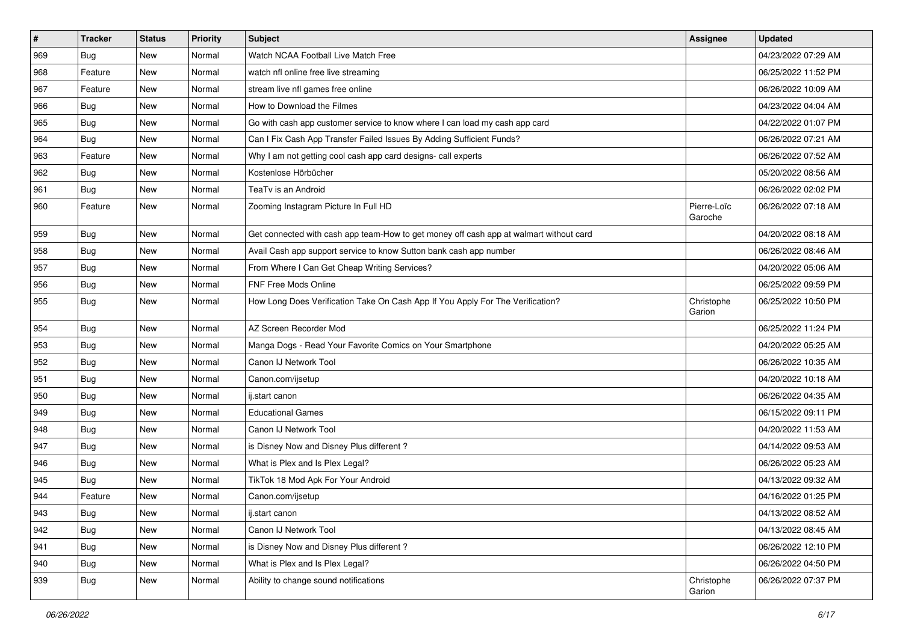| # | Tracker | Status | Priority | Subject | Assignee | Updated |
|---|---|---|---|---|---|---|
| 969 | Bug | New | Normal | Watch NCAA Football Live Match Free | | 04/23/2022 07:29 AM |
| 968 | Feature | New | Normal | watch nfl online free live streaming | | 06/25/2022 11:52 PM |
| 967 | Feature | New | Normal | stream live nfl games free online | | 06/26/2022 10:09 AM |
| 966 | Bug | New | Normal | How to Download the Filmes | | 04/23/2022 04:04 AM |
| 965 | Bug | New | Normal | Go with cash app customer service to know where I can load my cash app card | | 04/22/2022 01:07 PM |
| 964 | Bug | New | Normal | Can I Fix Cash App Transfer Failed Issues By Adding Sufficient Funds? | | 06/26/2022 07:21 AM |
| 963 | Feature | New | Normal | Why I am not getting cool cash app card designs- call experts | | 06/26/2022 07:52 AM |
| 962 | Bug | New | Normal | Kostenlose Hörbücher | | 05/20/2022 08:56 AM |
| 961 | Bug | New | Normal | TeaTv is an Android | | 06/26/2022 02:02 PM |
| 960 | Feature | New | Normal | Zooming Instagram Picture In Full HD | Pierre-Loïc Garoche | 06/26/2022 07:18 AM |
| 959 | Bug | New | Normal | Get connected with cash app team-How to get money off cash app at walmart without card | | 04/20/2022 08:18 AM |
| 958 | Bug | New | Normal | Avail Cash app support service to know Sutton bank cash app number | | 06/26/2022 08:46 AM |
| 957 | Bug | New | Normal | From Where I Can Get Cheap Writing Services? | | 04/20/2022 05:06 AM |
| 956 | Bug | New | Normal | FNF Free Mods Online | | 06/25/2022 09:59 PM |
| 955 | Bug | New | Normal | How Long Does Verification Take On Cash App If You Apply For The Verification? | Christophe Garion | 06/25/2022 10:50 PM |
| 954 | Bug | New | Normal | AZ Screen Recorder Mod | | 06/25/2022 11:24 PM |
| 953 | Bug | New | Normal | Manga Dogs - Read Your Favorite Comics on Your Smartphone | | 04/20/2022 05:25 AM |
| 952 | Bug | New | Normal | Canon IJ Network Tool | | 06/26/2022 10:35 AM |
| 951 | Bug | New | Normal | Canon.com/ijsetup | | 04/20/2022 10:18 AM |
| 950 | Bug | New | Normal | ij.start canon | | 06/26/2022 04:35 AM |
| 949 | Bug | New | Normal | Educational Games | | 06/15/2022 09:11 PM |
| 948 | Bug | New | Normal | Canon IJ Network Tool | | 04/20/2022 11:53 AM |
| 947 | Bug | New | Normal | is Disney Now and Disney Plus different ? | | 04/14/2022 09:53 AM |
| 946 | Bug | New | Normal | What is Plex and Is Plex Legal? | | 06/26/2022 05:23 AM |
| 945 | Bug | New | Normal | TikTok 18 Mod Apk For Your Android | | 04/13/2022 09:32 AM |
| 944 | Feature | New | Normal | Canon.com/ijsetup | | 04/16/2022 01:25 PM |
| 943 | Bug | New | Normal | ij.start canon | | 04/13/2022 08:52 AM |
| 942 | Bug | New | Normal | Canon IJ Network Tool | | 04/13/2022 08:45 AM |
| 941 | Bug | New | Normal | is Disney Now and Disney Plus different ? | | 06/26/2022 12:10 PM |
| 940 | Bug | New | Normal | What is Plex and Is Plex Legal? | | 06/26/2022 04:50 PM |
| 939 | Bug | New | Normal | Ability to change sound notifications | Christophe Garion | 06/26/2022 07:37 PM |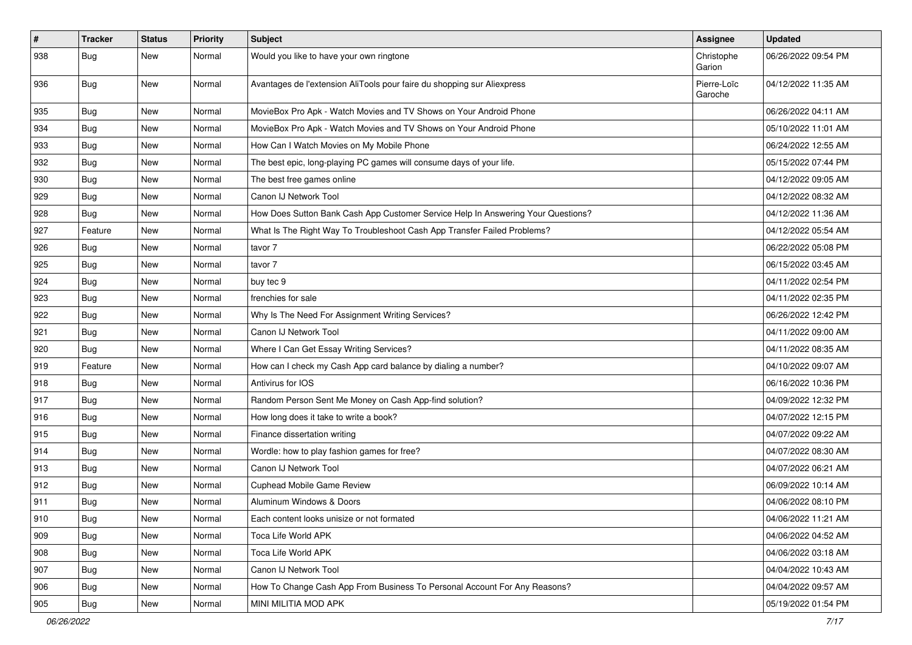| # | Tracker | Status | Priority | Subject | Assignee | Updated |
|---|---|---|---|---|---|---|
| 938 | Bug | New | Normal | Would you like to have your own ringtone | Christophe Garion | 06/26/2022 09:54 PM |
| 936 | Bug | New | Normal | Avantages de l'extension AliTools pour faire du shopping sur Aliexpress | Pierre-Loïc Garoche | 04/12/2022 11:35 AM |
| 935 | Bug | New | Normal | MovieBox Pro Apk - Watch Movies and TV Shows on Your Android Phone | | 06/26/2022 04:11 AM |
| 934 | Bug | New | Normal | MovieBox Pro Apk - Watch Movies and TV Shows on Your Android Phone | | 05/10/2022 11:01 AM |
| 933 | Bug | New | Normal | How Can I Watch Movies on My Mobile Phone | | 06/24/2022 12:55 AM |
| 932 | Bug | New | Normal | The best epic, long-playing PC games will consume days of your life. | | 05/15/2022 07:44 PM |
| 930 | Bug | New | Normal | The best free games online | | 04/12/2022 09:05 AM |
| 929 | Bug | New | Normal | Canon IJ Network Tool | | 04/12/2022 08:32 AM |
| 928 | Bug | New | Normal | How Does Sutton Bank Cash App Customer Service Help In Answering Your Questions? | | 04/12/2022 11:36 AM |
| 927 | Feature | New | Normal | What Is The Right Way To Troubleshoot Cash App Transfer Failed Problems? | | 04/12/2022 05:54 AM |
| 926 | Bug | New | Normal | tavor 7 | | 06/22/2022 05:08 PM |
| 925 | Bug | New | Normal | tavor 7 | | 06/15/2022 03:45 AM |
| 924 | Bug | New | Normal | buy tec 9 | | 04/11/2022 02:54 PM |
| 923 | Bug | New | Normal | frenchies for sale | | 04/11/2022 02:35 PM |
| 922 | Bug | New | Normal | Why Is The Need For Assignment Writing Services? | | 06/26/2022 12:42 PM |
| 921 | Bug | New | Normal | Canon IJ Network Tool | | 04/11/2022 09:00 AM |
| 920 | Bug | New | Normal | Where I Can Get Essay Writing Services? | | 04/11/2022 08:35 AM |
| 919 | Feature | New | Normal | How can I check my Cash App card balance by dialing a number? | | 04/10/2022 09:07 AM |
| 918 | Bug | New | Normal | Antivirus for IOS | | 06/16/2022 10:36 PM |
| 917 | Bug | New | Normal | Random Person Sent Me Money on Cash App-find solution? | | 04/09/2022 12:32 PM |
| 916 | Bug | New | Normal | How long does it take to write a book? | | 04/07/2022 12:15 PM |
| 915 | Bug | New | Normal | Finance dissertation writing | | 04/07/2022 09:22 AM |
| 914 | Bug | New | Normal | Wordle: how to play fashion games for free? | | 04/07/2022 08:30 AM |
| 913 | Bug | New | Normal | Canon IJ Network Tool | | 04/07/2022 06:21 AM |
| 912 | Bug | New | Normal | Cuphead Mobile Game Review | | 06/09/2022 10:14 AM |
| 911 | Bug | New | Normal | Aluminum Windows & Doors | | 04/06/2022 08:10 PM |
| 910 | Bug | New | Normal | Each content looks unisize or not formated | | 04/06/2022 11:21 AM |
| 909 | Bug | New | Normal | Toca Life World APK | | 04/06/2022 04:52 AM |
| 908 | Bug | New | Normal | Toca Life World APK | | 04/06/2022 03:18 AM |
| 907 | Bug | New | Normal | Canon IJ Network Tool | | 04/04/2022 10:43 AM |
| 906 | Bug | New | Normal | How To Change Cash App From Business To Personal Account For Any Reasons? | | 04/04/2022 09:57 AM |
| 905 | Bug | New | Normal | MINI MILITIA MOD APK | | 05/19/2022 01:54 PM |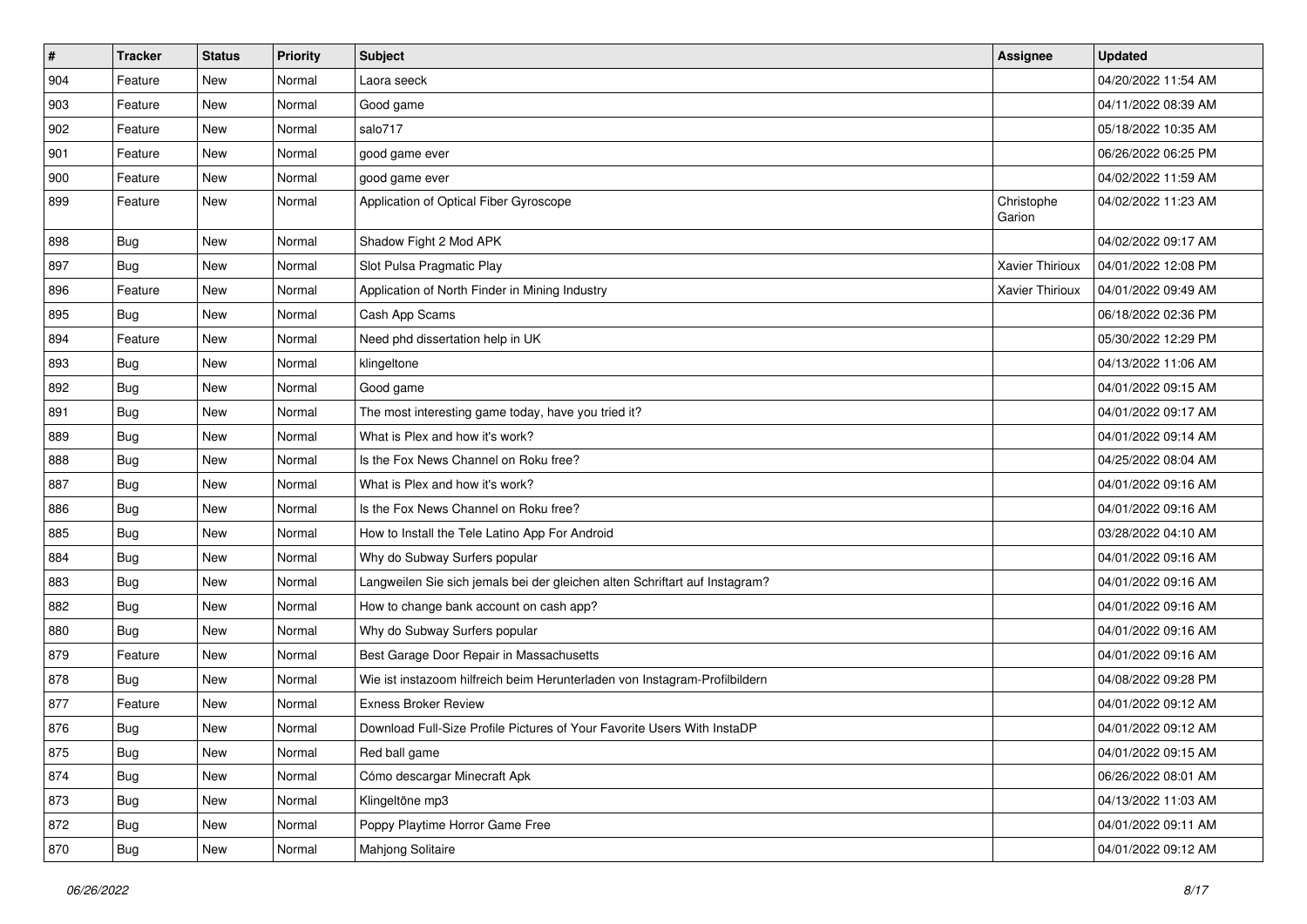| # | Tracker | Status | Priority | Subject | Assignee | Updated |
|---|---|---|---|---|---|---|
| 904 | Feature | New | Normal | Laora seeck | | 04/20/2022 11:54 AM |
| 903 | Feature | New | Normal | Good game | | 04/11/2022 08:39 AM |
| 902 | Feature | New | Normal | salo717 | | 05/18/2022 10:35 AM |
| 901 | Feature | New | Normal | good game ever | | 06/26/2022 06:25 PM |
| 900 | Feature | New | Normal | good game ever | | 04/02/2022 11:59 AM |
| 899 | Feature | New | Normal | Application of Optical Fiber Gyroscope | Christophe Garion | 04/02/2022 11:23 AM |
| 898 | Bug | New | Normal | Shadow Fight 2 Mod APK | | 04/02/2022 09:17 AM |
| 897 | Bug | New | Normal | Slot Pulsa Pragmatic Play | Xavier Thirioux | 04/01/2022 12:08 PM |
| 896 | Feature | New | Normal | Application of North Finder in Mining Industry | Xavier Thirioux | 04/01/2022 09:49 AM |
| 895 | Bug | New | Normal | Cash App Scams | | 06/18/2022 02:36 PM |
| 894 | Feature | New | Normal | Need phd dissertation help in UK | | 05/30/2022 12:29 PM |
| 893 | Bug | New | Normal | klingeltone | | 04/13/2022 11:06 AM |
| 892 | Bug | New | Normal | Good game | | 04/01/2022 09:15 AM |
| 891 | Bug | New | Normal | The most interesting game today, have you tried it? | | 04/01/2022 09:17 AM |
| 889 | Bug | New | Normal | What is Plex and how it's work? | | 04/01/2022 09:14 AM |
| 888 | Bug | New | Normal | Is the Fox News Channel on Roku free? | | 04/25/2022 08:04 AM |
| 887 | Bug | New | Normal | What is Plex and how it's work? | | 04/01/2022 09:16 AM |
| 886 | Bug | New | Normal | Is the Fox News Channel on Roku free? | | 04/01/2022 09:16 AM |
| 885 | Bug | New | Normal | How to Install the Tele Latino App For Android | | 03/28/2022 04:10 AM |
| 884 | Bug | New | Normal | Why do Subway Surfers popular | | 04/01/2022 09:16 AM |
| 883 | Bug | New | Normal | Langweilen Sie sich jemals bei der gleichen alten Schriftart auf Instagram? | | 04/01/2022 09:16 AM |
| 882 | Bug | New | Normal | How to change bank account on cash app? | | 04/01/2022 09:16 AM |
| 880 | Bug | New | Normal | Why do Subway Surfers popular | | 04/01/2022 09:16 AM |
| 879 | Feature | New | Normal | Best Garage Door Repair in Massachusetts | | 04/01/2022 09:16 AM |
| 878 | Bug | New | Normal | Wie ist instazoom hilfreich beim Herunterladen von Instagram-Profilbildern | | 04/08/2022 09:28 PM |
| 877 | Feature | New | Normal | Exness Broker Review | | 04/01/2022 09:12 AM |
| 876 | Bug | New | Normal | Download Full-Size Profile Pictures of Your Favorite Users With InstaDP | | 04/01/2022 09:12 AM |
| 875 | Bug | New | Normal | Red ball game | | 04/01/2022 09:15 AM |
| 874 | Bug | New | Normal | Cómo descargar Minecraft Apk | | 06/26/2022 08:01 AM |
| 873 | Bug | New | Normal | Klingeltöne mp3 | | 04/13/2022 11:03 AM |
| 872 | Bug | New | Normal | Poppy Playtime Horror Game Free | | 04/01/2022 09:11 AM |
| 870 | Bug | New | Normal | Mahjong Solitaire | | 04/01/2022 09:12 AM |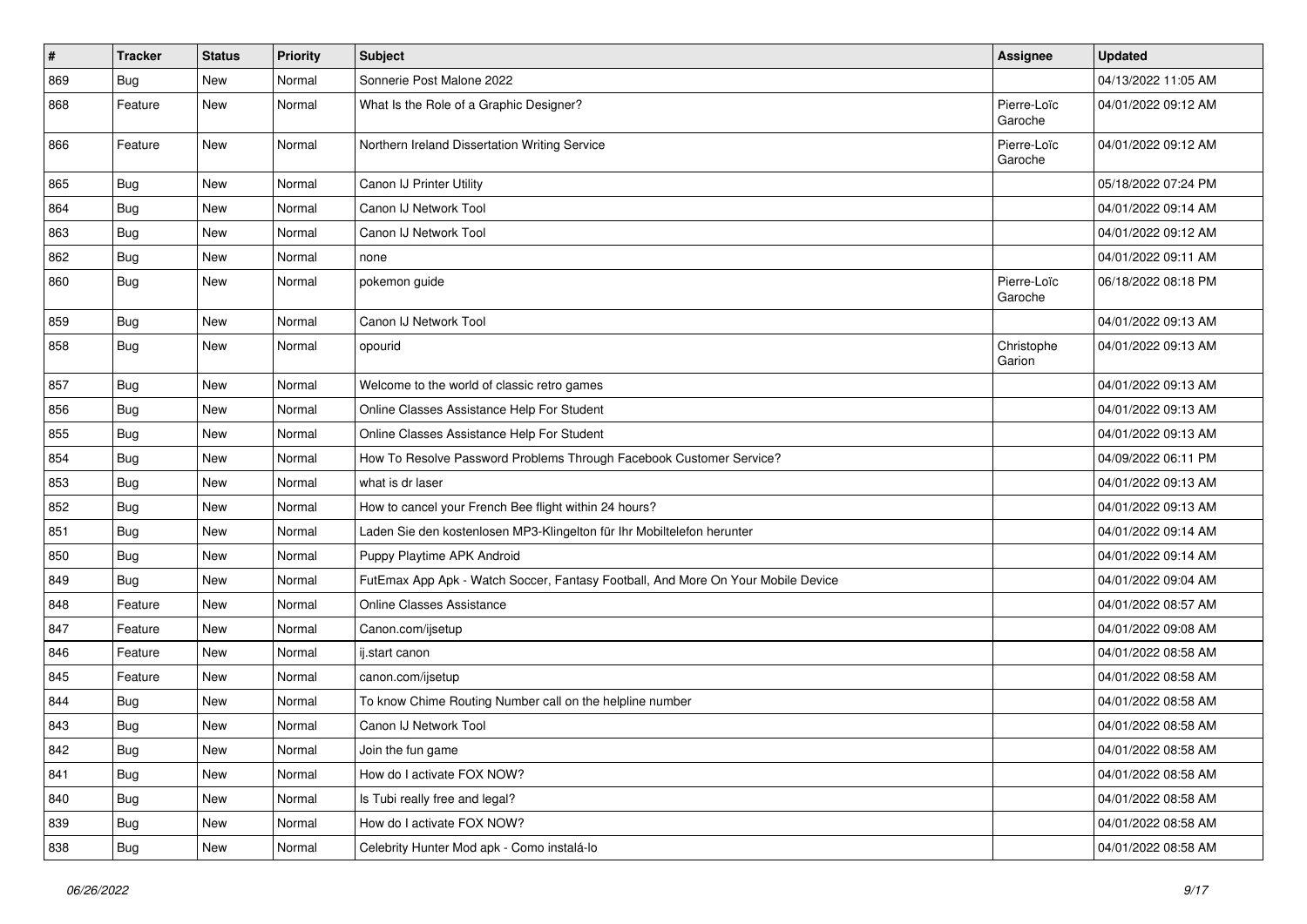| # | Tracker | Status | Priority | Subject | Assignee | Updated |
| --- | --- | --- | --- | --- | --- | --- |
| 869 | Bug | New | Normal | Sonnerie Post Malone 2022 | | 04/13/2022 11:05 AM |
| 868 | Feature | New | Normal | What Is the Role of a Graphic Designer? | Pierre-Loïc Garoche | 04/01/2022 09:12 AM |
| 866 | Feature | New | Normal | Northern Ireland Dissertation Writing Service | Pierre-Loïc Garoche | 04/01/2022 09:12 AM |
| 865 | Bug | New | Normal | Canon IJ Printer Utility | | 05/18/2022 07:24 PM |
| 864 | Bug | New | Normal | Canon IJ Network Tool | | 04/01/2022 09:14 AM |
| 863 | Bug | New | Normal | Canon IJ Network Tool | | 04/01/2022 09:12 AM |
| 862 | Bug | New | Normal | none | | 04/01/2022 09:11 AM |
| 860 | Bug | New | Normal | pokemon guide | Pierre-Loïc Garoche | 06/18/2022 08:18 PM |
| 859 | Bug | New | Normal | Canon IJ Network Tool | | 04/01/2022 09:13 AM |
| 858 | Bug | New | Normal | opourid | Christophe Garion | 04/01/2022 09:13 AM |
| 857 | Bug | New | Normal | Welcome to the world of classic retro games | | 04/01/2022 09:13 AM |
| 856 | Bug | New | Normal | Online Classes Assistance Help For Student | | 04/01/2022 09:13 AM |
| 855 | Bug | New | Normal | Online Classes Assistance Help For Student | | 04/01/2022 09:13 AM |
| 854 | Bug | New | Normal | How To Resolve Password Problems Through Facebook Customer Service? | | 04/09/2022 06:11 PM |
| 853 | Bug | New | Normal | what is dr laser | | 04/01/2022 09:13 AM |
| 852 | Bug | New | Normal | How to cancel your French Bee flight within 24 hours? | | 04/01/2022 09:13 AM |
| 851 | Bug | New | Normal | Laden Sie den kostenlosen MP3-Klingelton für Ihr Mobiltelefon herunter | | 04/01/2022 09:14 AM |
| 850 | Bug | New | Normal | Puppy Playtime APK Android | | 04/01/2022 09:14 AM |
| 849 | Bug | New | Normal | FutEmax App Apk - Watch Soccer, Fantasy Football, And More On Your Mobile Device | | 04/01/2022 09:04 AM |
| 848 | Feature | New | Normal | Online Classes Assistance | | 04/01/2022 08:57 AM |
| 847 | Feature | New | Normal | Canon.com/ijsetup | | 04/01/2022 09:08 AM |
| 846 | Feature | New | Normal | ij.start canon | | 04/01/2022 08:58 AM |
| 845 | Feature | New | Normal | canon.com/ijsetup | | 04/01/2022 08:58 AM |
| 844 | Bug | New | Normal | To know Chime Routing Number call on the helpline number | | 04/01/2022 08:58 AM |
| 843 | Bug | New | Normal | Canon IJ Network Tool | | 04/01/2022 08:58 AM |
| 842 | Bug | New | Normal | Join the fun game | | 04/01/2022 08:58 AM |
| 841 | Bug | New | Normal | How do I activate FOX NOW? | | 04/01/2022 08:58 AM |
| 840 | Bug | New | Normal | Is Tubi really free and legal? | | 04/01/2022 08:58 AM |
| 839 | Bug | New | Normal | How do I activate FOX NOW? | | 04/01/2022 08:58 AM |
| 838 | Bug | New | Normal | Celebrity Hunter Mod apk - Como instalá-lo | | 04/01/2022 08:58 AM |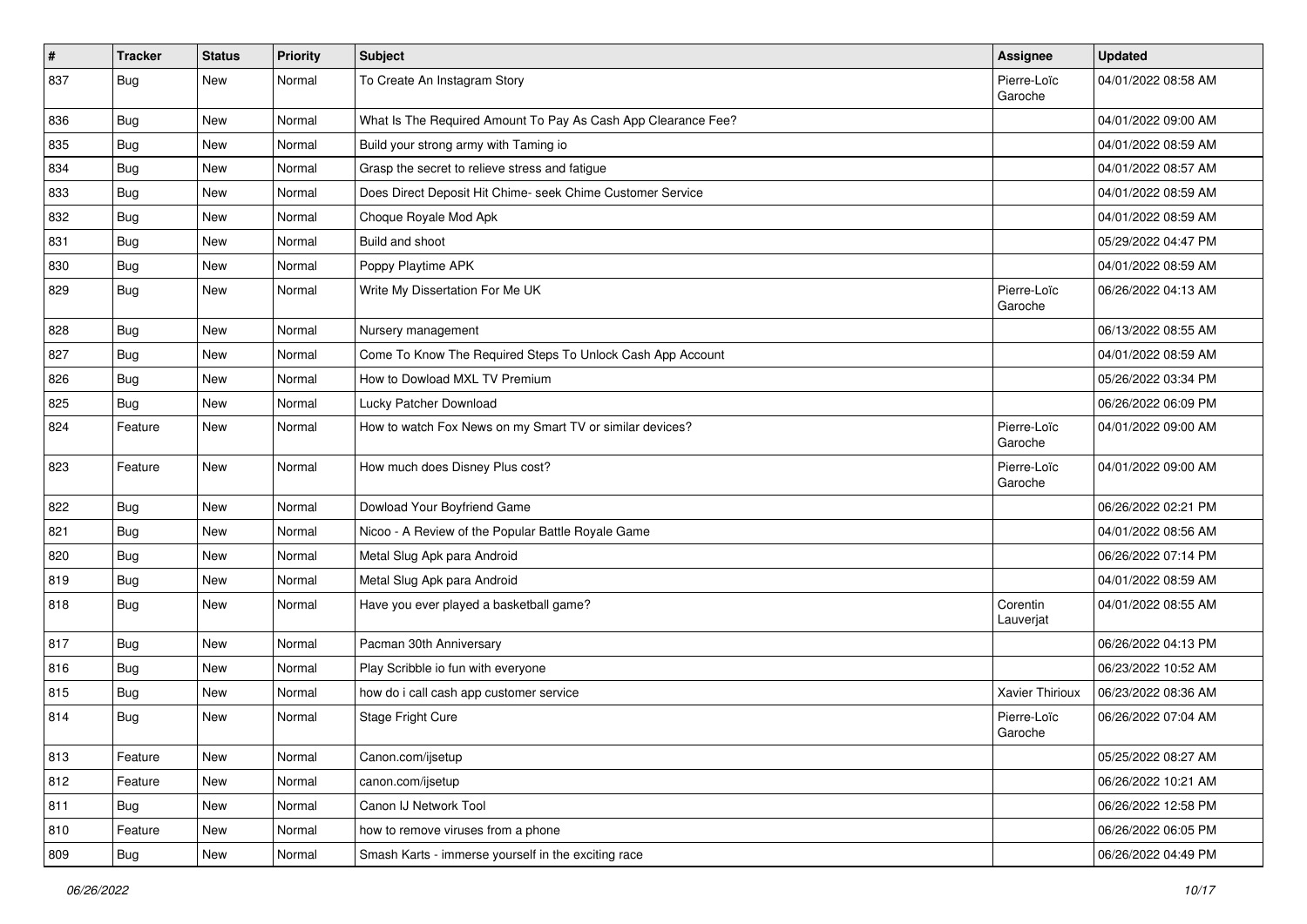| # | Tracker | Status | Priority | Subject | Assignee | Updated |
|---|---|---|---|---|---|---|
| 837 | Bug | New | Normal | To Create An Instagram Story | Pierre-Loïc Garoche | 04/01/2022 08:58 AM |
| 836 | Bug | New | Normal | What Is The Required Amount To Pay As Cash App Clearance Fee? | | 04/01/2022 09:00 AM |
| 835 | Bug | New | Normal | Build your strong army with Taming io | | 04/01/2022 08:59 AM |
| 834 | Bug | New | Normal | Grasp the secret to relieve stress and fatigue | | 04/01/2022 08:57 AM |
| 833 | Bug | New | Normal | Does Direct Deposit Hit Chime- seek Chime Customer Service | | 04/01/2022 08:59 AM |
| 832 | Bug | New | Normal | Choque Royale Mod Apk | | 04/01/2022 08:59 AM |
| 831 | Bug | New | Normal | Build and shoot | | 05/29/2022 04:47 PM |
| 830 | Bug | New | Normal | Poppy Playtime APK | | 04/01/2022 08:59 AM |
| 829 | Bug | New | Normal | Write My Dissertation For Me UK | Pierre-Loïc Garoche | 06/26/2022 04:13 AM |
| 828 | Bug | New | Normal | Nursery management | | 06/13/2022 08:55 AM |
| 827 | Bug | New | Normal | Come To Know The Required Steps To Unlock Cash App Account | | 04/01/2022 08:59 AM |
| 826 | Bug | New | Normal | How to Dowload MXL TV Premium | | 05/26/2022 03:34 PM |
| 825 | Bug | New | Normal | Lucky Patcher Download | | 06/26/2022 06:09 PM |
| 824 | Feature | New | Normal | How to watch Fox News on my Smart TV or similar devices? | Pierre-Loïc Garoche | 04/01/2022 09:00 AM |
| 823 | Feature | New | Normal | How much does Disney Plus cost? | Pierre-Loïc Garoche | 04/01/2022 09:00 AM |
| 822 | Bug | New | Normal | Dowload Your Boyfriend Game | | 06/26/2022 02:21 PM |
| 821 | Bug | New | Normal | Nicoo - A Review of the Popular Battle Royale Game | | 04/01/2022 08:56 AM |
| 820 | Bug | New | Normal | Metal Slug Apk para Android | | 06/26/2022 07:14 PM |
| 819 | Bug | New | Normal | Metal Slug Apk para Android | | 04/01/2022 08:59 AM |
| 818 | Bug | New | Normal | Have you ever played a basketball game? | Corentin Lauverjat | 04/01/2022 08:55 AM |
| 817 | Bug | New | Normal | Pacman 30th Anniversary | | 06/26/2022 04:13 PM |
| 816 | Bug | New | Normal | Play Scribble io fun with everyone | | 06/23/2022 10:52 AM |
| 815 | Bug | New | Normal | how do i call cash app customer service | Xavier Thirioux | 06/23/2022 08:36 AM |
| 814 | Bug | New | Normal | Stage Fright Cure | Pierre-Loïc Garoche | 06/26/2022 07:04 AM |
| 813 | Feature | New | Normal | Canon.com/ijsetup | | 05/25/2022 08:27 AM |
| 812 | Feature | New | Normal | canon.com/ijsetup | | 06/26/2022 10:21 AM |
| 811 | Bug | New | Normal | Canon IJ Network Tool | | 06/26/2022 12:58 PM |
| 810 | Feature | New | Normal | how to remove viruses from a phone | | 06/26/2022 06:05 PM |
| 809 | Bug | New | Normal | Smash Karts - immerse yourself in the exciting race | | 06/26/2022 04:49 PM |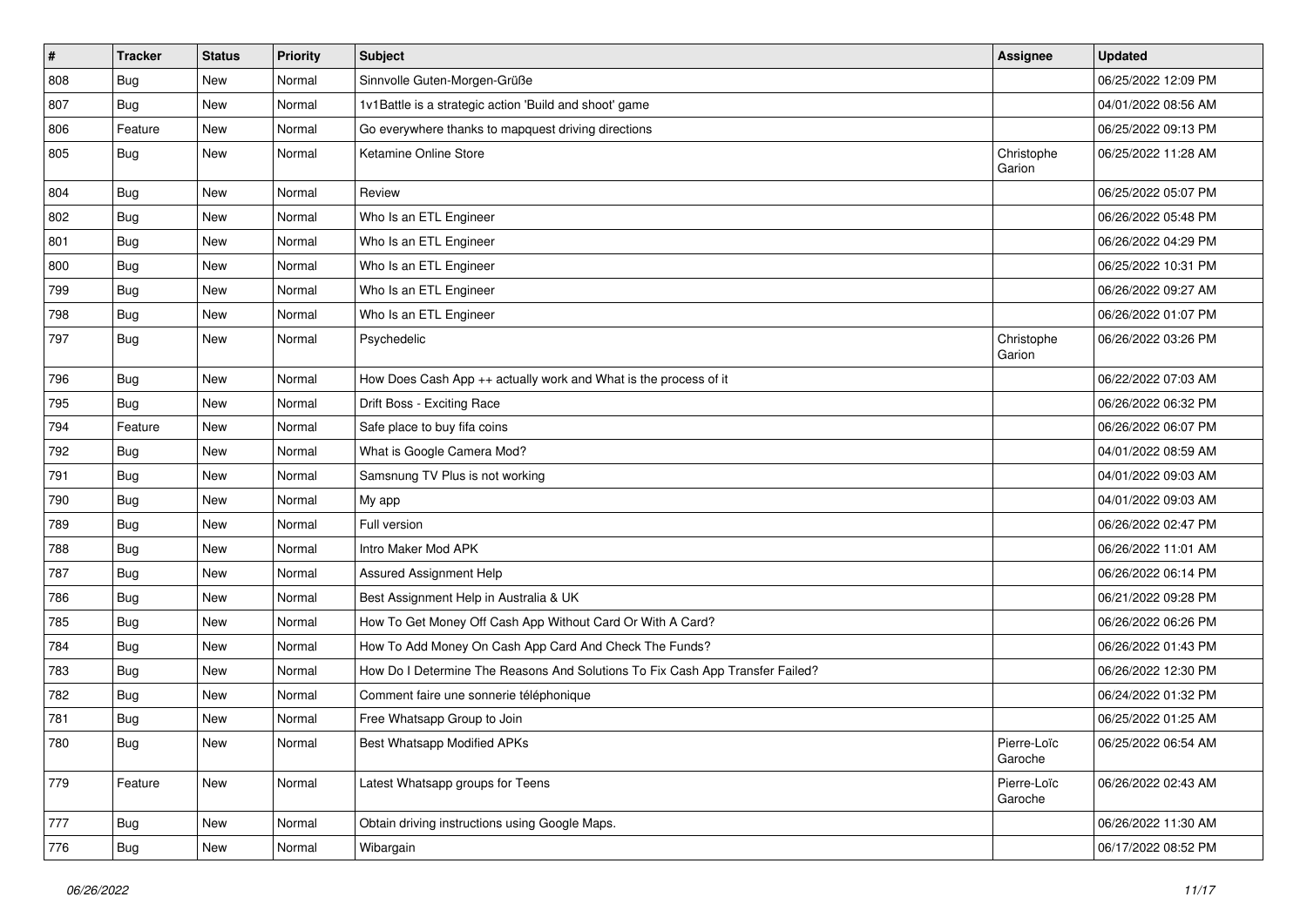| # | Tracker | Status | Priority | Subject | Assignee | Updated |
|---|---|---|---|---|---|---|
| 808 | Bug | New | Normal | Sinnvolle Guten-Morgen-Grüße | | 06/25/2022 12:09 PM |
| 807 | Bug | New | Normal | 1v1Battle is a strategic action 'Build and shoot' game | | 04/01/2022 08:56 AM |
| 806 | Feature | New | Normal | Go everywhere thanks to mapquest driving directions | | 06/25/2022 09:13 PM |
| 805 | Bug | New | Normal | Ketamine Online Store | Christophe Garion | 06/25/2022 11:28 AM |
| 804 | Bug | New | Normal | Review | | 06/25/2022 05:07 PM |
| 802 | Bug | New | Normal | Who Is an ETL Engineer | | 06/26/2022 05:48 PM |
| 801 | Bug | New | Normal | Who Is an ETL Engineer | | 06/26/2022 04:29 PM |
| 800 | Bug | New | Normal | Who Is an ETL Engineer | | 06/25/2022 10:31 PM |
| 799 | Bug | New | Normal | Who Is an ETL Engineer | | 06/26/2022 09:27 AM |
| 798 | Bug | New | Normal | Who Is an ETL Engineer | | 06/26/2022 01:07 PM |
| 797 | Bug | New | Normal | Psychedelic | Christophe Garion | 06/26/2022 03:26 PM |
| 796 | Bug | New | Normal | How Does Cash App ++ actually work and What is the process of it | | 06/22/2022 07:03 AM |
| 795 | Bug | New | Normal | Drift Boss - Exciting Race | | 06/26/2022 06:32 PM |
| 794 | Feature | New | Normal | Safe place to buy fifa coins | | 06/26/2022 06:07 PM |
| 792 | Bug | New | Normal | What is Google Camera Mod? | | 04/01/2022 08:59 AM |
| 791 | Bug | New | Normal | Samsnung TV Plus is not working | | 04/01/2022 09:03 AM |
| 790 | Bug | New | Normal | My app | | 04/01/2022 09:03 AM |
| 789 | Bug | New | Normal | Full version | | 06/26/2022 02:47 PM |
| 788 | Bug | New | Normal | Intro Maker Mod APK | | 06/26/2022 11:01 AM |
| 787 | Bug | New | Normal | Assured Assignment Help | | 06/26/2022 06:14 PM |
| 786 | Bug | New | Normal | Best Assignment Help in Australia & UK | | 06/21/2022 09:28 PM |
| 785 | Bug | New | Normal | How To Get Money Off Cash App Without Card Or With A Card? | | 06/26/2022 06:26 PM |
| 784 | Bug | New | Normal | How To Add Money On Cash App Card And Check The Funds? | | 06/26/2022 01:43 PM |
| 783 | Bug | New | Normal | How Do I Determine The Reasons And Solutions To Fix Cash App Transfer Failed? | | 06/26/2022 12:30 PM |
| 782 | Bug | New | Normal | Comment faire une sonnerie téléphonique | | 06/24/2022 01:32 PM |
| 781 | Bug | New | Normal | Free Whatsapp Group to Join | | 06/25/2022 01:25 AM |
| 780 | Bug | New | Normal | Best Whatsapp Modified APKs | Pierre-Loïc Garoche | 06/25/2022 06:54 AM |
| 779 | Feature | New | Normal | Latest Whatsapp groups for Teens | Pierre-Loïc Garoche | 06/26/2022 02:43 AM |
| 777 | Bug | New | Normal | Obtain driving instructions using Google Maps. | | 06/26/2022 11:30 AM |
| 776 | Bug | New | Normal | Wibargain | | 06/17/2022 08:52 PM |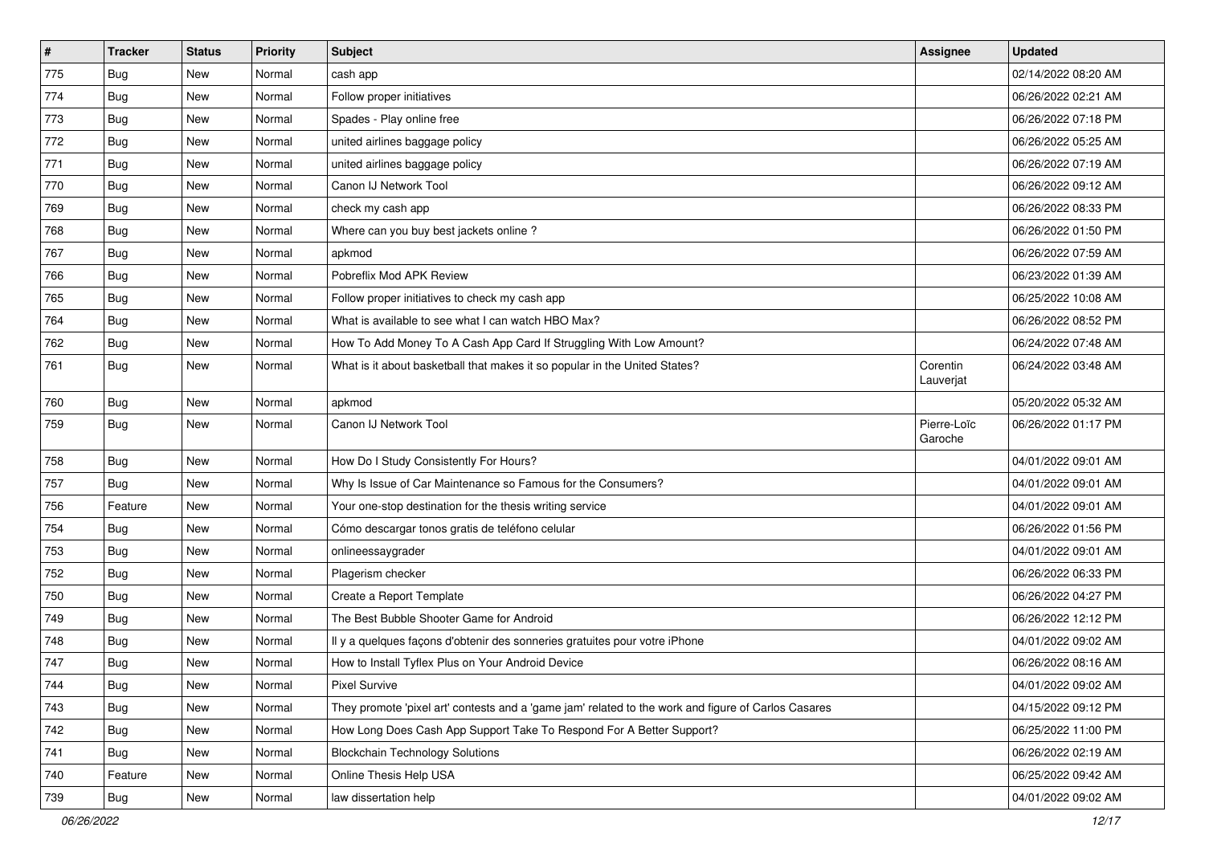| # | Tracker | Status | Priority | Subject | Assignee | Updated |
|---|---|---|---|---|---|---|
| 775 | Bug | New | Normal | cash app | | 02/14/2022 08:20 AM |
| 774 | Bug | New | Normal | Follow proper initiatives | | 06/26/2022 02:21 AM |
| 773 | Bug | New | Normal | Spades - Play online free | | 06/26/2022 07:18 PM |
| 772 | Bug | New | Normal | united airlines baggage policy | | 06/26/2022 05:25 AM |
| 771 | Bug | New | Normal | united airlines baggage policy | | 06/26/2022 07:19 AM |
| 770 | Bug | New | Normal | Canon IJ Network Tool | | 06/26/2022 09:12 AM |
| 769 | Bug | New | Normal | check my cash app | | 06/26/2022 08:33 PM |
| 768 | Bug | New | Normal | Where can you buy best jackets online ? | | 06/26/2022 01:50 PM |
| 767 | Bug | New | Normal | apkmod | | 06/26/2022 07:59 AM |
| 766 | Bug | New | Normal | Pobreflix Mod APK Review | | 06/23/2022 01:39 AM |
| 765 | Bug | New | Normal | Follow proper initiatives to check my cash app | | 06/25/2022 10:08 AM |
| 764 | Bug | New | Normal | What is available to see what I can watch HBO Max? | | 06/26/2022 08:52 PM |
| 762 | Bug | New | Normal | How To Add Money To A Cash App Card If Struggling With Low Amount? | | 06/24/2022 07:48 AM |
| 761 | Bug | New | Normal | What is it about basketball that makes it so popular in the United States? | Corentin Lauverjat | 06/24/2022 03:48 AM |
| 760 | Bug | New | Normal | apkmod | | 05/20/2022 05:32 AM |
| 759 | Bug | New | Normal | Canon IJ Network Tool | Pierre-Loïc Garoche | 06/26/2022 01:17 PM |
| 758 | Bug | New | Normal | How Do I Study Consistently For Hours? | | 04/01/2022 09:01 AM |
| 757 | Bug | New | Normal | Why Is Issue of Car Maintenance so Famous for the Consumers? | | 04/01/2022 09:01 AM |
| 756 | Feature | New | Normal | Your one-stop destination for the thesis writing service | | 04/01/2022 09:01 AM |
| 754 | Bug | New | Normal | Cómo descargar tonos gratis de teléfono celular | | 06/26/2022 01:56 PM |
| 753 | Bug | New | Normal | onlineessaygrader | | 04/01/2022 09:01 AM |
| 752 | Bug | New | Normal | Plagerism checker | | 06/26/2022 06:33 PM |
| 750 | Bug | New | Normal | Create a Report Template | | 06/26/2022 04:27 PM |
| 749 | Bug | New | Normal | The Best Bubble Shooter Game for Android | | 06/26/2022 12:12 PM |
| 748 | Bug | New | Normal | Il y a quelques façons d'obtenir des sonneries gratuites pour votre iPhone | | 04/01/2022 09:02 AM |
| 747 | Bug | New | Normal | How to Install Tyflex Plus on Your Android Device | | 06/26/2022 08:16 AM |
| 744 | Bug | New | Normal | Pixel Survive | | 04/01/2022 09:02 AM |
| 743 | Bug | New | Normal | They promote 'pixel art' contests and a 'game jam' related to the work and figure of Carlos Casares | | 04/15/2022 09:12 PM |
| 742 | Bug | New | Normal | How Long Does Cash App Support Take To Respond For A Better Support? | | 06/25/2022 11:00 PM |
| 741 | Bug | New | Normal | Blockchain Technology Solutions | | 06/26/2022 02:19 AM |
| 740 | Feature | New | Normal | Online Thesis Help USA | | 06/25/2022 09:42 AM |
| 739 | Bug | New | Normal | law dissertation help | | 04/01/2022 09:02 AM |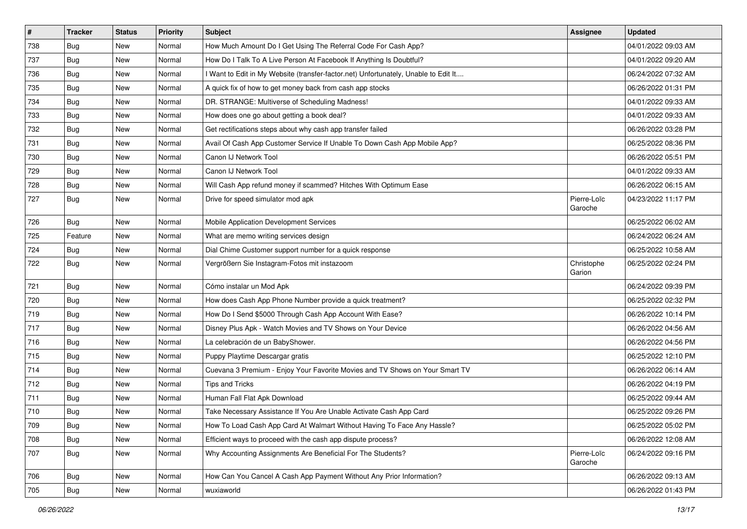| # | Tracker | Status | Priority | Subject | Assignee | Updated |
|---|---|---|---|---|---|---|
| 738 | Bug | New | Normal | How Much Amount Do I Get Using The Referral Code For Cash App? | | 04/01/2022 09:03 AM |
| 737 | Bug | New | Normal | How Do I Talk To A Live Person At Facebook If Anything Is Doubtful? | | 04/01/2022 09:20 AM |
| 736 | Bug | New | Normal | I Want to Edit in My Website (transfer-factor.net) Unfortunately, Unable to Edit It.... | | 06/24/2022 07:32 AM |
| 735 | Bug | New | Normal | A quick fix of how to get money back from cash app stocks | | 06/26/2022 01:31 PM |
| 734 | Bug | New | Normal | DR. STRANGE: Multiverse of Scheduling Madness! | | 04/01/2022 09:33 AM |
| 733 | Bug | New | Normal | How does one go about getting a book deal? | | 04/01/2022 09:33 AM |
| 732 | Bug | New | Normal | Get rectifications steps about why cash app transfer failed | | 06/26/2022 03:28 PM |
| 731 | Bug | New | Normal | Avail Of Cash App Customer Service If Unable To Down Cash App Mobile App? | | 06/25/2022 08:36 PM |
| 730 | Bug | New | Normal | Canon IJ Network Tool | | 06/26/2022 05:51 PM |
| 729 | Bug | New | Normal | Canon IJ Network Tool | | 04/01/2022 09:33 AM |
| 728 | Bug | New | Normal | Will Cash App refund money if scammed? Hitches With Optimum Ease | | 06/26/2022 06:15 AM |
| 727 | Bug | New | Normal | Drive for speed simulator mod apk | Pierre-Loïc Garoche | 04/23/2022 11:17 PM |
| 726 | Bug | New | Normal | Mobile Application Development Services | | 06/25/2022 06:02 AM |
| 725 | Feature | New | Normal | What are memo writing services design | | 06/24/2022 06:24 AM |
| 724 | Bug | New | Normal | Dial Chime Customer support number for a quick response | | 06/25/2022 10:58 AM |
| 722 | Bug | New | Normal | Vergrößern Sie Instagram-Fotos mit instazoom | Christophe Garion | 06/25/2022 02:24 PM |
| 721 | Bug | New | Normal | Cómo instalar un Mod Apk | | 06/24/2022 09:39 PM |
| 720 | Bug | New | Normal | How does Cash App Phone Number provide a quick treatment? | | 06/25/2022 02:32 PM |
| 719 | Bug | New | Normal | How Do I Send $5000 Through Cash App Account With Ease? | | 06/26/2022 10:14 PM |
| 717 | Bug | New | Normal | Disney Plus Apk - Watch Movies and TV Shows on Your Device | | 06/26/2022 04:56 AM |
| 716 | Bug | New | Normal | La celebración de un BabyShower. | | 06/26/2022 04:56 PM |
| 715 | Bug | New | Normal | Puppy Playtime Descargar gratis | | 06/25/2022 12:10 PM |
| 714 | Bug | New | Normal | Cuevana 3 Premium - Enjoy Your Favorite Movies and TV Shows on Your Smart TV | | 06/26/2022 06:14 AM |
| 712 | Bug | New | Normal | Tips and Tricks | | 06/26/2022 04:19 PM |
| 711 | Bug | New | Normal | Human Fall Flat Apk Download | | 06/25/2022 09:44 AM |
| 710 | Bug | New | Normal | Take Necessary Assistance If You Are Unable Activate Cash App Card | | 06/25/2022 09:26 PM |
| 709 | Bug | New | Normal | How To Load Cash App Card At Walmart Without Having To Face Any Hassle? | | 06/25/2022 05:02 PM |
| 708 | Bug | New | Normal | Efficient ways to proceed with the cash app dispute process? | | 06/26/2022 12:08 AM |
| 707 | Bug | New | Normal | Why Accounting Assignments Are Beneficial For The Students? | Pierre-Loïc Garoche | 06/24/2022 09:16 PM |
| 706 | Bug | New | Normal | How Can You Cancel A Cash App Payment Without Any Prior Information? | | 06/26/2022 09:13 AM |
| 705 | Bug | New | Normal | wuxiaworld | | 06/26/2022 01:43 PM |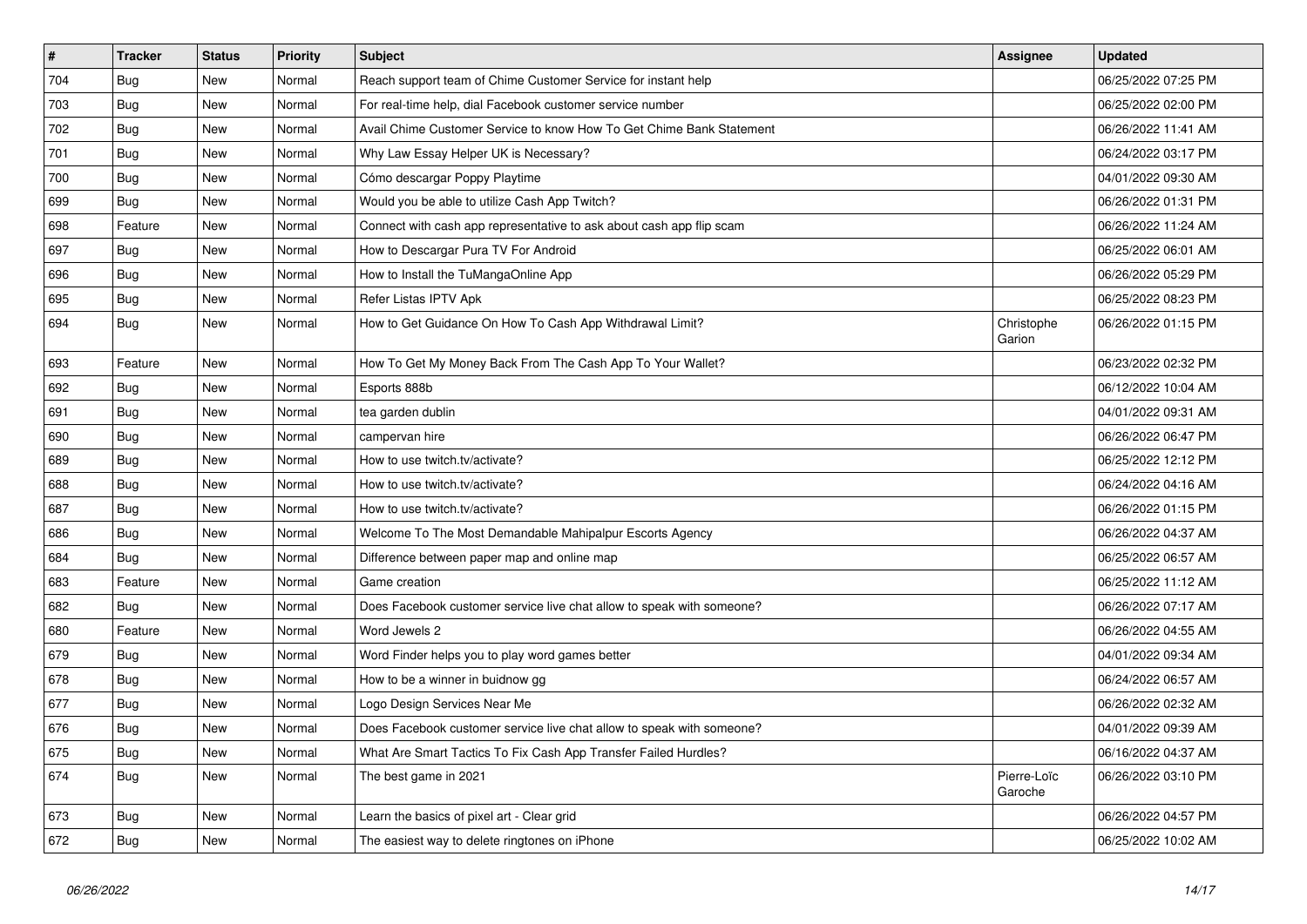| # | Tracker | Status | Priority | Subject | Assignee | Updated |
|---|---|---|---|---|---|---|
| 704 | Bug | New | Normal | Reach support team of Chime Customer Service for instant help | | 06/25/2022 07:25 PM |
| 703 | Bug | New | Normal | For real-time help, dial Facebook customer service number | | 06/25/2022 02:00 PM |
| 702 | Bug | New | Normal | Avail Chime Customer Service to know How To Get Chime Bank Statement | | 06/26/2022 11:41 AM |
| 701 | Bug | New | Normal | Why Law Essay Helper UK is Necessary? | | 06/24/2022 03:17 PM |
| 700 | Bug | New | Normal | Cómo descargar Poppy Playtime | | 04/01/2022 09:30 AM |
| 699 | Bug | New | Normal | Would you be able to utilize Cash App Twitch? | | 06/26/2022 01:31 PM |
| 698 | Feature | New | Normal | Connect with cash app representative to ask about cash app flip scam | | 06/26/2022 11:24 AM |
| 697 | Bug | New | Normal | How to Descargar Pura TV For Android | | 06/25/2022 06:01 AM |
| 696 | Bug | New | Normal | How to Install the TuMangaOnline App | | 06/26/2022 05:29 PM |
| 695 | Bug | New | Normal | Refer Listas IPTV Apk | | 06/25/2022 08:23 PM |
| 694 | Bug | New | Normal | How to Get Guidance On How To Cash App Withdrawal Limit? | Christophe Garion | 06/26/2022 01:15 PM |
| 693 | Feature | New | Normal | How To Get My Money Back From The Cash App To Your Wallet? | | 06/23/2022 02:32 PM |
| 692 | Bug | New | Normal | Esports 888b | | 06/12/2022 10:04 AM |
| 691 | Bug | New | Normal | tea garden dublin | | 04/01/2022 09:31 AM |
| 690 | Bug | New | Normal | campervan hire | | 06/26/2022 06:47 PM |
| 689 | Bug | New | Normal | How to use twitch.tv/activate? | | 06/25/2022 12:12 PM |
| 688 | Bug | New | Normal | How to use twitch.tv/activate? | | 06/24/2022 04:16 AM |
| 687 | Bug | New | Normal | How to use twitch.tv/activate? | | 06/26/2022 01:15 PM |
| 686 | Bug | New | Normal | Welcome To The Most Demandable Mahipalpur Escorts Agency | | 06/26/2022 04:37 AM |
| 684 | Bug | New | Normal | Difference between paper map and online map | | 06/25/2022 06:57 AM |
| 683 | Feature | New | Normal | Game creation | | 06/25/2022 11:12 AM |
| 682 | Bug | New | Normal | Does Facebook customer service live chat allow to speak with someone? | | 06/26/2022 07:17 AM |
| 680 | Feature | New | Normal | Word Jewels 2 | | 06/26/2022 04:55 AM |
| 679 | Bug | New | Normal | Word Finder helps you to play word games better | | 04/01/2022 09:34 AM |
| 678 | Bug | New | Normal | How to be a winner in buidnow gg | | 06/24/2022 06:57 AM |
| 677 | Bug | New | Normal | Logo Design Services Near Me | | 06/26/2022 02:32 AM |
| 676 | Bug | New | Normal | Does Facebook customer service live chat allow to speak with someone? | | 04/01/2022 09:39 AM |
| 675 | Bug | New | Normal | What Are Smart Tactics To Fix Cash App Transfer Failed Hurdles? | | 06/16/2022 04:37 AM |
| 674 | Bug | New | Normal | The best game in 2021 | Pierre-Loïc Garoche | 06/26/2022 03:10 PM |
| 673 | Bug | New | Normal | Learn the basics of pixel art - Clear grid | | 06/26/2022 04:57 PM |
| 672 | Bug | New | Normal | The easiest way to delete ringtones on iPhone | | 06/25/2022 10:02 AM |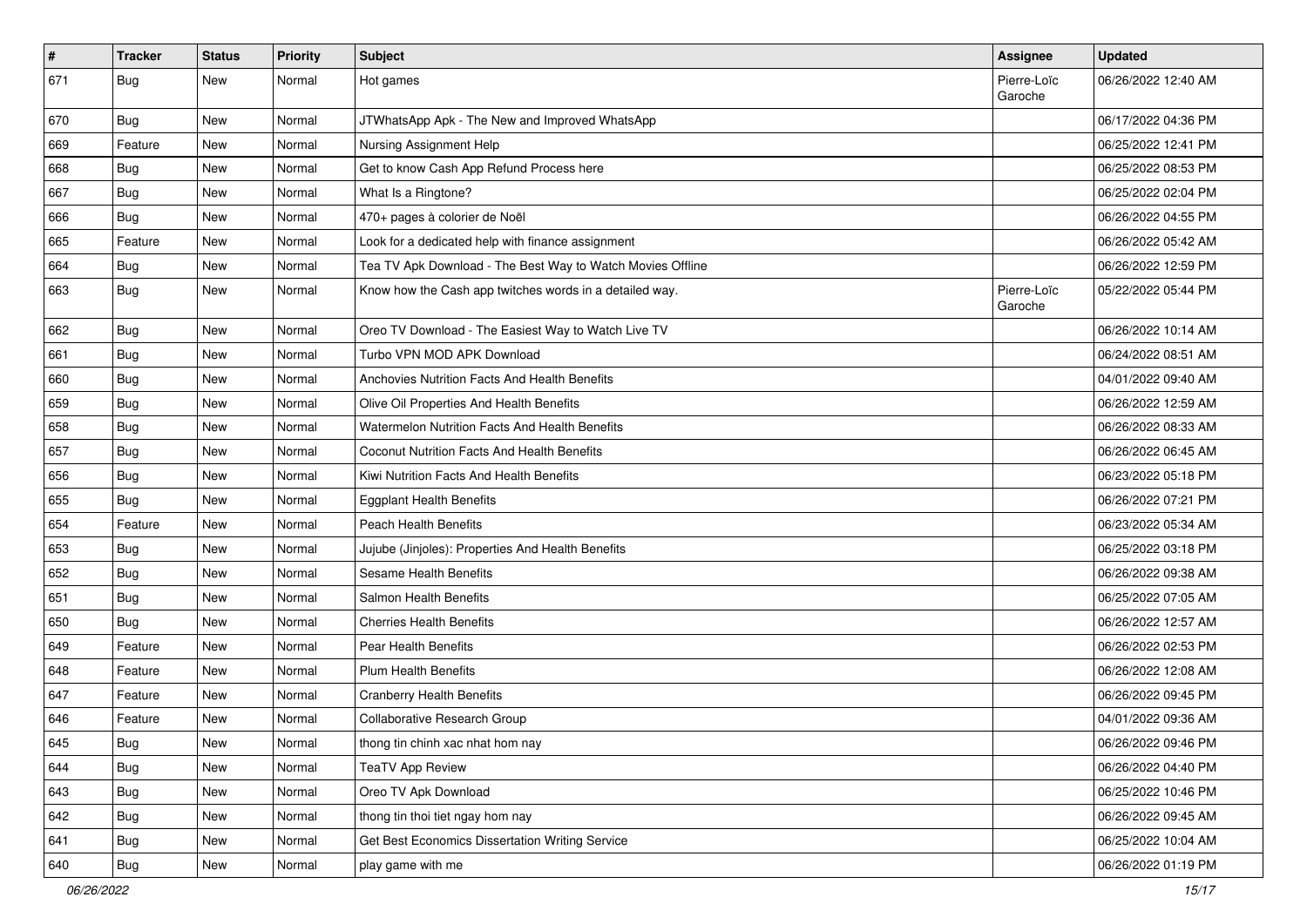| # | Tracker | Status | Priority | Subject | Assignee | Updated |
|---|---|---|---|---|---|---|
| 671 | Bug | New | Normal | Hot games | Pierre-Loïc Garoche | 06/26/2022 12:40 AM |
| 670 | Bug | New | Normal | JTWhatsApp Apk - The New and Improved WhatsApp | | 06/17/2022 04:36 PM |
| 669 | Feature | New | Normal | Nursing Assignment Help | | 06/25/2022 12:41 PM |
| 668 | Bug | New | Normal | Get to know Cash App Refund Process here | | 06/25/2022 08:53 PM |
| 667 | Bug | New | Normal | What Is a Ringtone? | | 06/25/2022 02:04 PM |
| 666 | Bug | New | Normal | 470+ pages à colorier de Noël | | 06/26/2022 04:55 PM |
| 665 | Feature | New | Normal | Look for a dedicated help with finance assignment | | 06/26/2022 05:42 AM |
| 664 | Bug | New | Normal | Tea TV Apk Download - The Best Way to Watch Movies Offline | | 06/26/2022 12:59 PM |
| 663 | Bug | New | Normal | Know how the Cash app twitches words in a detailed way. | Pierre-Loïc Garoche | 05/22/2022 05:44 PM |
| 662 | Bug | New | Normal | Oreo TV Download - The Easiest Way to Watch Live TV | | 06/26/2022 10:14 AM |
| 661 | Bug | New | Normal | Turbo VPN MOD APK Download | | 06/24/2022 08:51 AM |
| 660 | Bug | New | Normal | Anchovies Nutrition Facts And Health Benefits | | 04/01/2022 09:40 AM |
| 659 | Bug | New | Normal | Olive Oil Properties And Health Benefits | | 06/26/2022 12:59 AM |
| 658 | Bug | New | Normal | Watermelon Nutrition Facts And Health Benefits | | 06/26/2022 08:33 AM |
| 657 | Bug | New | Normal | Coconut Nutrition Facts And Health Benefits | | 06/26/2022 06:45 AM |
| 656 | Bug | New | Normal | Kiwi Nutrition Facts And Health Benefits | | 06/23/2022 05:18 PM |
| 655 | Bug | New | Normal | Eggplant Health Benefits | | 06/26/2022 07:21 PM |
| 654 | Feature | New | Normal | Peach Health Benefits | | 06/23/2022 05:34 AM |
| 653 | Bug | New | Normal | Jujube (Jinjoles): Properties And Health Benefits | | 06/25/2022 03:18 PM |
| 652 | Bug | New | Normal | Sesame Health Benefits | | 06/26/2022 09:38 AM |
| 651 | Bug | New | Normal | Salmon Health Benefits | | 06/25/2022 07:05 AM |
| 650 | Bug | New | Normal | Cherries Health Benefits | | 06/26/2022 12:57 AM |
| 649 | Feature | New | Normal | Pear Health Benefits | | 06/26/2022 02:53 PM |
| 648 | Feature | New | Normal | Plum Health Benefits | | 06/26/2022 12:08 AM |
| 647 | Feature | New | Normal | Cranberry Health Benefits | | 06/26/2022 09:45 PM |
| 646 | Feature | New | Normal | Collaborative Research Group | | 04/01/2022 09:36 AM |
| 645 | Bug | New | Normal | thong tin chinh xac nhat hom nay | | 06/26/2022 09:46 PM |
| 644 | Bug | New | Normal | TeaTV App Review | | 06/26/2022 04:40 PM |
| 643 | Bug | New | Normal | Oreo TV Apk Download | | 06/25/2022 10:46 PM |
| 642 | Bug | New | Normal | thong tin thoi tiet ngay hom nay | | 06/26/2022 09:45 AM |
| 641 | Bug | New | Normal | Get Best Economics Dissertation Writing Service | | 06/25/2022 10:04 AM |
| 640 | Bug | New | Normal | play game with me | | 06/26/2022 01:19 PM |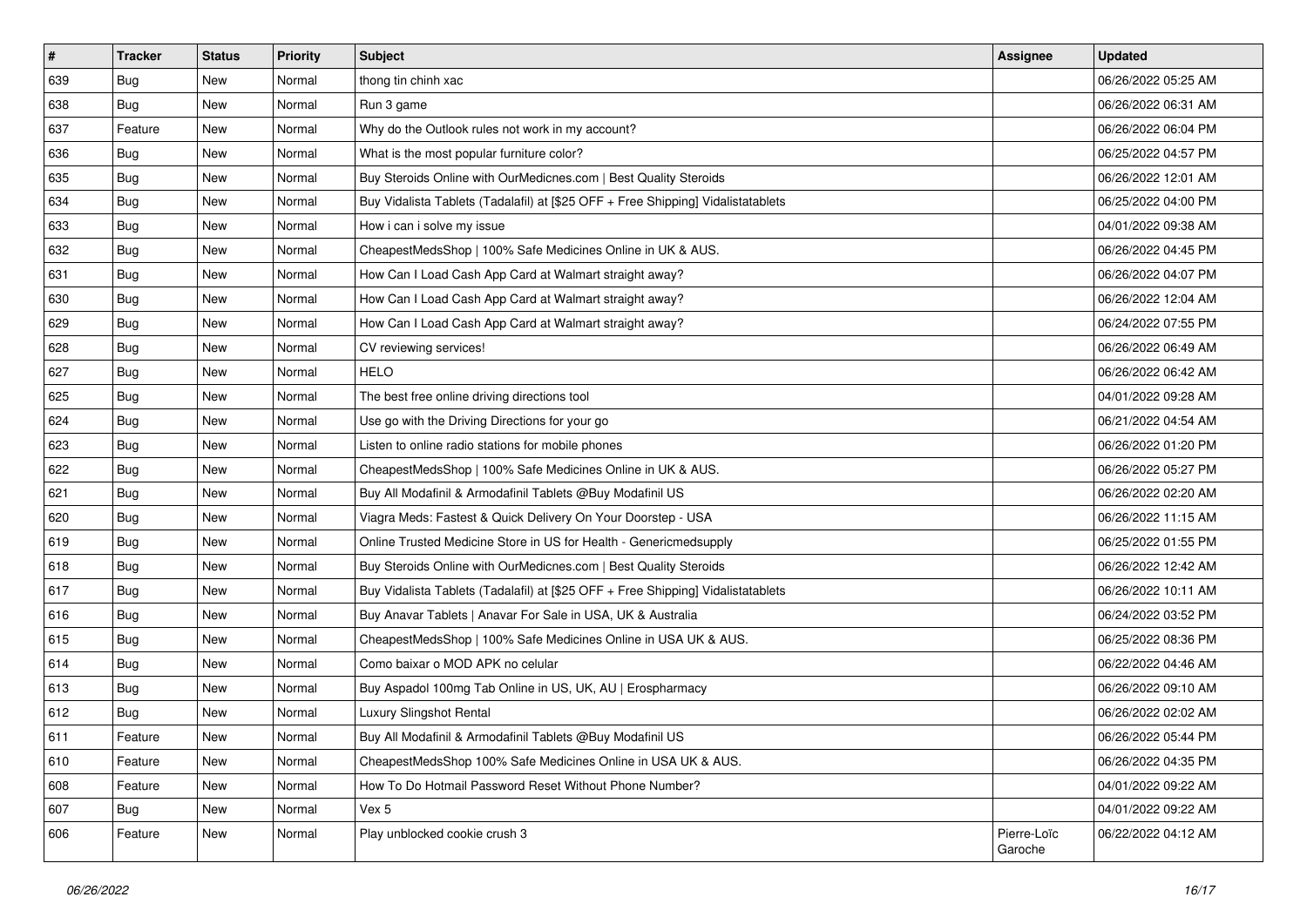| # | Tracker | Status | Priority | Subject | Assignee | Updated |
|---|---|---|---|---|---|---|
| 639 | Bug | New | Normal | thong tin chinh xac | | 06/26/2022 05:25 AM |
| 638 | Bug | New | Normal | Run 3 game | | 06/26/2022 06:31 AM |
| 637 | Feature | New | Normal | Why do the Outlook rules not work in my account? | | 06/26/2022 06:04 PM |
| 636 | Bug | New | Normal | What is the most popular furniture color? | | 06/25/2022 04:57 PM |
| 635 | Bug | New | Normal | Buy Steroids Online with OurMedicnes.com \| Best Quality Steroids | | 06/26/2022 12:01 AM |
| 634 | Bug | New | Normal | Buy Vidalista Tablets (Tadalafil) at [$25 OFF + Free Shipping] Vidalistatablets | | 06/25/2022 04:00 PM |
| 633 | Bug | New | Normal | How i can i solve my issue | | 04/01/2022 09:38 AM |
| 632 | Bug | New | Normal | CheapestMedsShop \| 100% Safe Medicines Online in UK & AUS. | | 06/26/2022 04:45 PM |
| 631 | Bug | New | Normal | How Can I Load Cash App Card at Walmart straight away? | | 06/26/2022 04:07 PM |
| 630 | Bug | New | Normal | How Can I Load Cash App Card at Walmart straight away? | | 06/26/2022 12:04 AM |
| 629 | Bug | New | Normal | How Can I Load Cash App Card at Walmart straight away? | | 06/24/2022 07:55 PM |
| 628 | Bug | New | Normal | CV reviewing services! | | 06/26/2022 06:49 AM |
| 627 | Bug | New | Normal | HELO | | 06/26/2022 06:42 AM |
| 625 | Bug | New | Normal | The best free online driving directions tool | | 04/01/2022 09:28 AM |
| 624 | Bug | New | Normal | Use go with the Driving Directions for your go | | 06/21/2022 04:54 AM |
| 623 | Bug | New | Normal | Listen to online radio stations for mobile phones | | 06/26/2022 01:20 PM |
| 622 | Bug | New | Normal | CheapestMedsShop \| 100% Safe Medicines Online in UK & AUS. | | 06/26/2022 05:27 PM |
| 621 | Bug | New | Normal | Buy All Modafinil & Armodafinil Tablets @Buy Modafinil US | | 06/26/2022 02:20 AM |
| 620 | Bug | New | Normal | Viagra Meds: Fastest & Quick Delivery On Your Doorstep - USA | | 06/26/2022 11:15 AM |
| 619 | Bug | New | Normal | Online Trusted Medicine Store in US for Health - Genericmedsupply | | 06/25/2022 01:55 PM |
| 618 | Bug | New | Normal | Buy Steroids Online with OurMedicnes.com \| Best Quality Steroids | | 06/26/2022 12:42 AM |
| 617 | Bug | New | Normal | Buy Vidalista Tablets (Tadalafil) at [$25 OFF + Free Shipping] Vidalistatablets | | 06/26/2022 10:11 AM |
| 616 | Bug | New | Normal | Buy Anavar Tablets \| Anavar For Sale in USA, UK & Australia | | 06/24/2022 03:52 PM |
| 615 | Bug | New | Normal | CheapestMedsShop \| 100% Safe Medicines Online in USA UK & AUS. | | 06/25/2022 08:36 PM |
| 614 | Bug | New | Normal | Como baixar o MOD APK no celular | | 06/22/2022 04:46 AM |
| 613 | Bug | New | Normal | Buy Aspadol 100mg Tab Online in US, UK, AU \| Erospharmacy | | 06/26/2022 09:10 AM |
| 612 | Bug | New | Normal | Luxury Slingshot Rental | | 06/26/2022 02:02 AM |
| 611 | Feature | New | Normal | Buy All Modafinil & Armodafinil Tablets @Buy Modafinil US | | 06/26/2022 05:44 PM |
| 610 | Feature | New | Normal | CheapestMedsShop 100% Safe Medicines Online in USA UK & AUS. | | 06/26/2022 04:35 PM |
| 608 | Feature | New | Normal | How To Do Hotmail Password Reset Without Phone Number? | | 04/01/2022 09:22 AM |
| 607 | Bug | New | Normal | Vex 5 | | 04/01/2022 09:22 AM |
| 606 | Feature | New | Normal | Play unblocked cookie crush 3 | Pierre-Loïc Garoche | 06/22/2022 04:12 AM |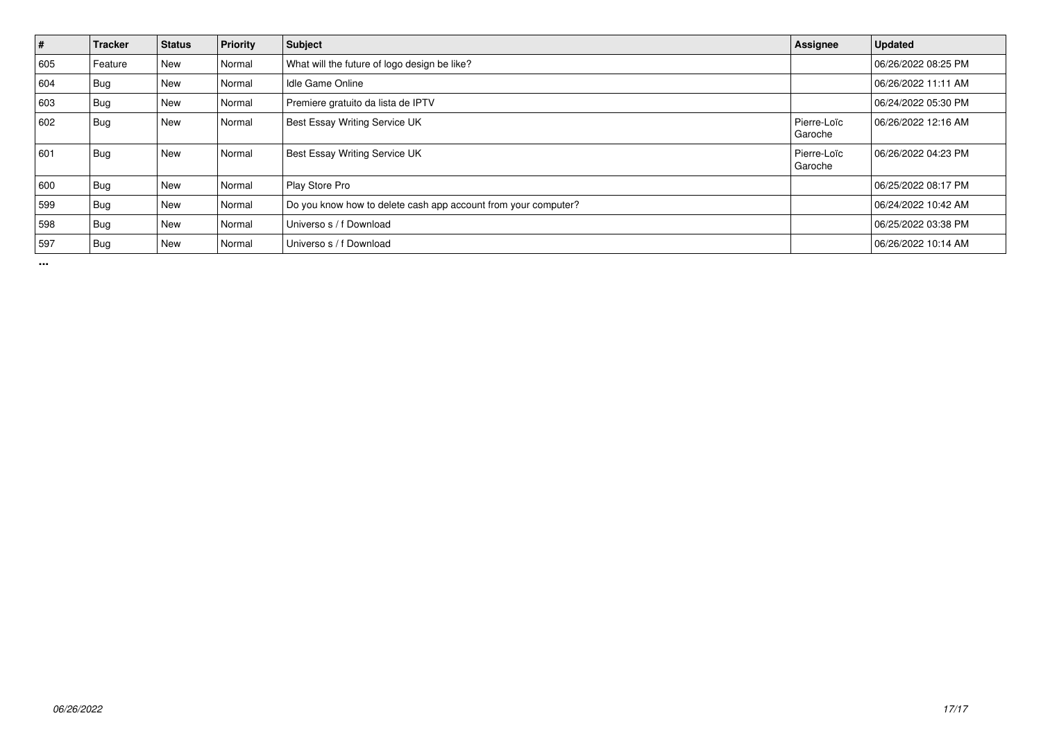| # | Tracker | Status | Priority | Subject | Assignee | Updated |
|---|---|---|---|---|---|---|
| 605 | Feature | New | Normal | What will the future of logo design be like? | | 06/26/2022 08:25 PM |
| 604 | Bug | New | Normal | Idle Game Online | | 06/26/2022 11:11 AM |
| 603 | Bug | New | Normal | Premiere gratuito da lista de IPTV | | 06/24/2022 05:30 PM |
| 602 | Bug | New | Normal | Best Essay Writing Service UK | Pierre-Loïc Garoche | 06/26/2022 12:16 AM |
| 601 | Bug | New | Normal | Best Essay Writing Service UK | Pierre-Loïc Garoche | 06/26/2022 04:23 PM |
| 600 | Bug | New | Normal | Play Store Pro | | 06/25/2022 08:17 PM |
| 599 | Bug | New | Normal | Do you know how to delete cash app account from your computer? | | 06/24/2022 10:42 AM |
| 598 | Bug | New | Normal | Universo s / f Download | | 06/25/2022 03:38 PM |
| 597 | Bug | New | Normal | Universo s / f Download | | 06/26/2022 10:14 AM |

...